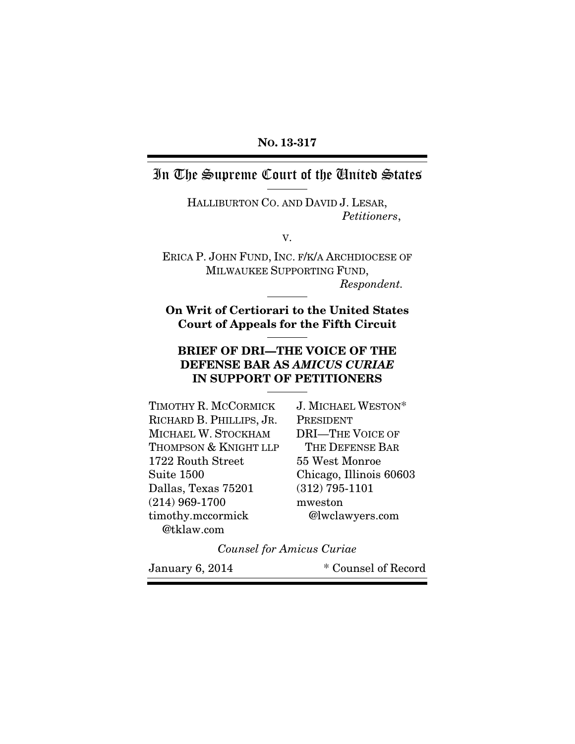**No. 13-317**

# In The Supreme Court of the United States

HALLIBURTON CO. AND DAVID J. LESAR,
*Petitioners*,

v.

ERICA P. JOHN FUND, INC. F/K/A ARCHDIOCESE OF MILWAUKEE SUPPORTING FUND,
*Respondent.*

**On Writ of Certiorari to the United States Court of Appeals for the Fifth Circuit**

**BRIEF OF DRI—THE VOICE OF THE DEFENSE BAR AS *AMICUS CURIAE* IN SUPPORT OF PETITIONERS**

TIMOTHY R. MCCORMICK
RICHARD B. PHILLIPS, JR.
MICHAEL W. STOCKHAM
THOMPSON & KNIGHT LLP
1722 Routh Street
Suite 1500
Dallas, Texas 75201
(214) 969-1700
timothy.mccormick@tklaw.com

J. MICHAEL WESTON*
PRESIDENT
DRI—THE VOICE OF THE DEFENSE BAR
55 West Monroe
Chicago, Illinois 60603
(312) 795-1101
mweston@lwclawyers.com

*Counsel for Amicus Curiae*

January 6, 2014

\* Counsel of Record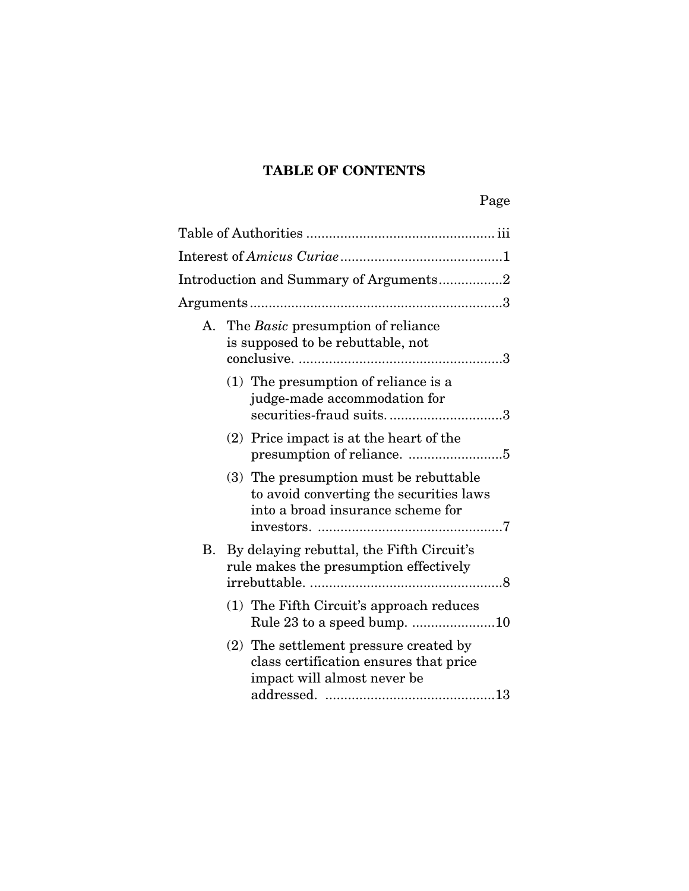## TABLE OF CONTENTS

Page

Table of Authorities ................................................. iii

Interest of *Amicus Curiae* ..........................................1

Introduction and Summary of Arguments.................2

Arguments ..................................................................3

A. The *Basic* presumption of reliance is supposed to be rebuttable, not conclusive. ......................................................3

   (1) The presumption of reliance is a judge-made accommodation for securities-fraud suits. ..............................3

   (2) Price impact is at the heart of the presumption of reliance. .........................5

   (3) The presumption must be rebuttable to avoid converting the securities laws into a broad insurance scheme for investors. .................................................7

B. By delaying rebuttal, the Fifth Circuit's rule makes the presumption effectively irrebuttable. ...................................................8

   (1) The Fifth Circuit's approach reduces Rule 23 to a speed bump. ......................10

   (2) The settlement pressure created by class certification ensures that price impact will almost never be addressed. .............................................13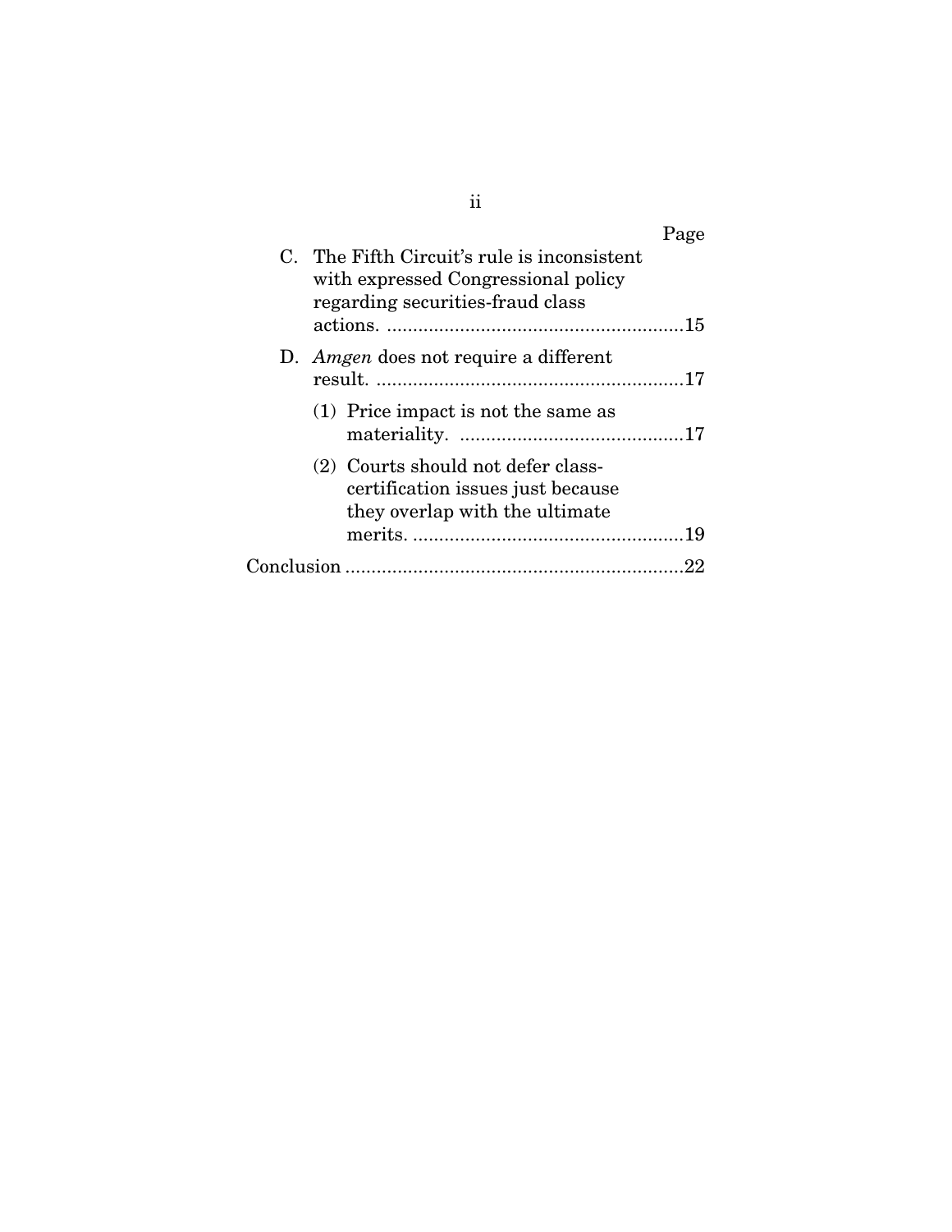| | Page |
|---|---|
| C. The Fifth Circuit's rule is inconsistent with expressed Congressional policy regarding securities-fraud class actions. | 15 |
| D. *Amgen* does not require a different result. | 17 |
| (1) Price impact is not the same as materiality. | 17 |
| (2) Courts should not defer class-certification issues just because they overlap with the ultimate merits. | 19 |
| Conclusion | 22 |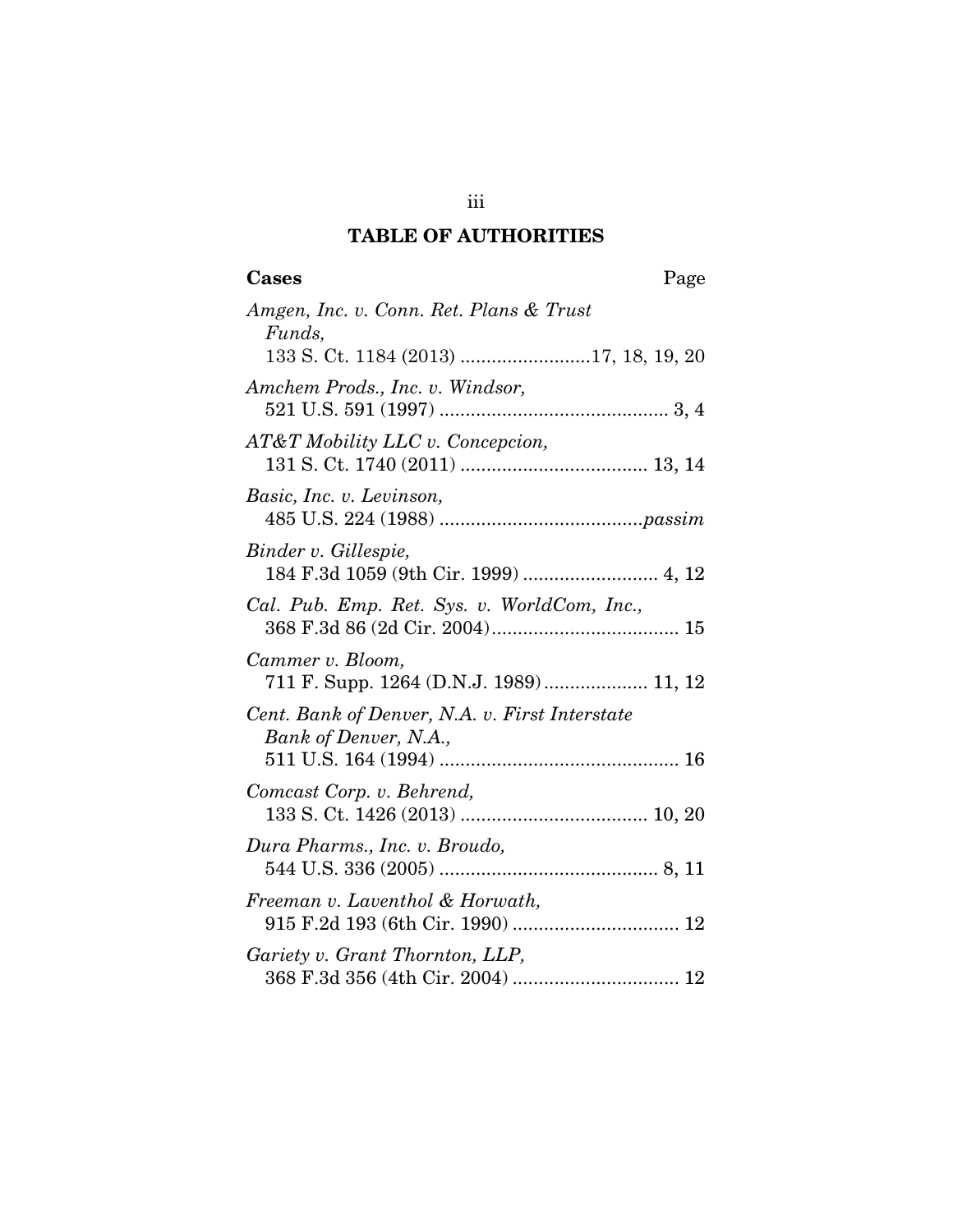## TABLE OF AUTHORITIES

**Cases** Page

*Amgen, Inc. v. Conn. Ret. Plans & Trust Funds*, 133 S. Ct. 1184 (2013) .........................17, 18, 19, 20

*Amchem Prods., Inc. v. Windsor*, 521 U.S. 591 (1997) ............................................ 3, 4

*AT&T Mobility LLC v. Concepcion*, 131 S. Ct. 1740 (2011) .................................... 13, 14

*Basic, Inc. v. Levinson*, 485 U.S. 224 (1988) .......................................*passim*

*Binder v. Gillespie*, 184 F.3d 1059 (9th Cir. 1999) .......................... 4, 12

*Cal. Pub. Emp. Ret. Sys. v. WorldCom, Inc.*, 368 F.3d 86 (2d Cir. 2004).................................... 15

*Cammer v. Bloom*, 711 F. Supp. 1264 (D.N.J. 1989).................... 11, 12

*Cent. Bank of Denver, N.A. v. First Interstate Bank of Denver, N.A.*, 511 U.S. 164 (1994) .............................................. 16

*Comcast Corp. v. Behrend*, 133 S. Ct. 1426 (2013) .................................... 10, 20

*Dura Pharms., Inc. v. Broudo*, 544 U.S. 336 (2005) .......................................... 8, 11

*Freeman v. Laventhol & Horwath*, 915 F.2d 193 (6th Cir. 1990) ................................ 12

*Gariety v. Grant Thornton, LLP*, 368 F.3d 356 (4th Cir. 2004) ................................ 12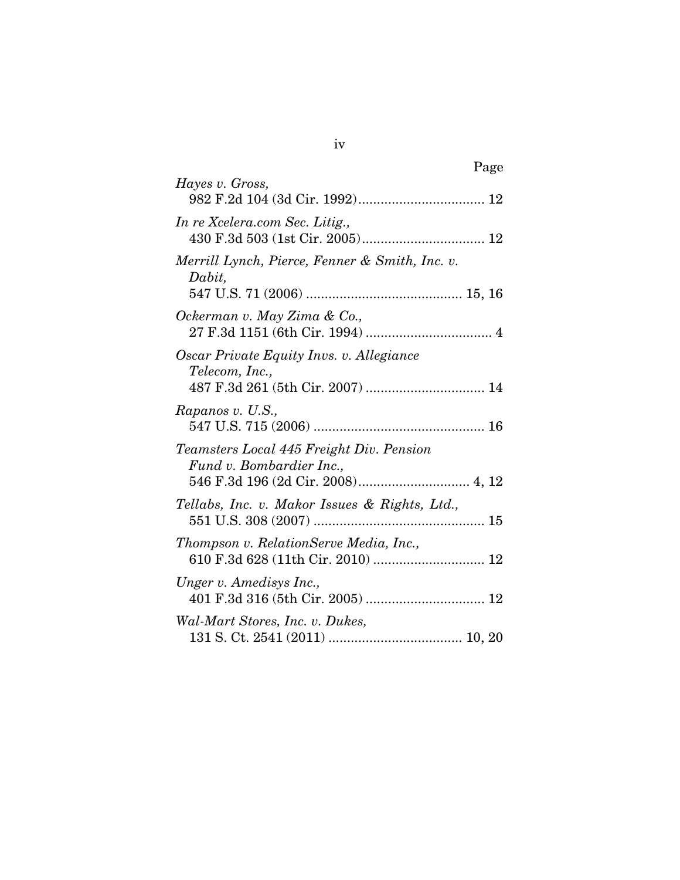Page

*Hayes v. Gross*,
982 F.2d 104 (3d Cir. 1992).................................. 12

*In re Xcelera.com Sec. Litig.*,
430 F.3d 503 (1st Cir. 2005)................................. 12

*Merrill Lynch, Pierce, Fenner & Smith, Inc. v. Dabit*,
547 U.S. 71 (2006) .......................................... 15, 16

*Ockerman v. May Zima & Co.*,
27 F.3d 1151 (6th Cir. 1994) .................................. 4

*Oscar Private Equity Invs. v. Allegiance Telecom, Inc.*,
487 F.3d 261 (5th Cir. 2007) ................................ 14

*Rapanos v. U.S.*,
547 U.S. 715 (2006) .............................................. 16

*Teamsters Local 445 Freight Div. Pension Fund v. Bombardier Inc.*,
546 F.3d 196 (2d Cir. 2008).............................. 4, 12

*Tellabs, Inc. v. Makor Issues & Rights, Ltd.*,
551 U.S. 308 (2007) .............................................. 15

*Thompson v. RelationServe Media, Inc.*,
610 F.3d 628 (11th Cir. 2010) ............................. 12

*Unger v. Amedisys Inc.*,
401 F.3d 316 (5th Cir. 2005) ................................ 12

*Wal-Mart Stores, Inc. v. Dukes*,
131 S. Ct. 2541 (2011) .................................... 10, 20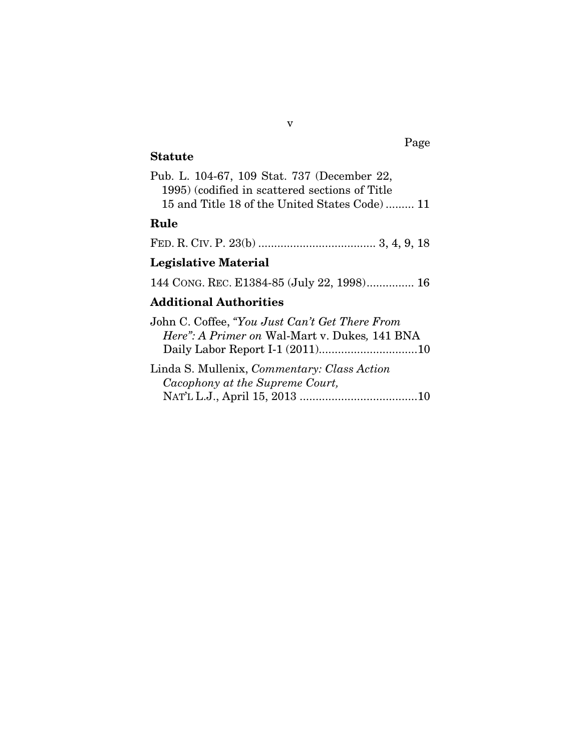Page

**Statute**

Pub. L. 104-67, 109 Stat. 737 (December 22, 1995) (codified in scattered sections of Title 15 and Title 18 of the United States Code) ......... 11

**Rule**

FED. R. CIV. P. 23(b) ..................................... 3, 4, 9, 18

**Legislative Material**

144 CONG. REC. E1384-85 (July 22, 1998)............... 16

**Additional Authorities**

John C. Coffee, *"You Just Can't Get There From Here": A Primer on* Wal-Mart v. Dukes*,* 141 BNA Daily Labor Report I-1 (2011)...............................10

Linda S. Mullenix, *Commentary: Class Action Cacophony at the Supreme Court,* NAT'L L.J., April 15, 2013 .....................................10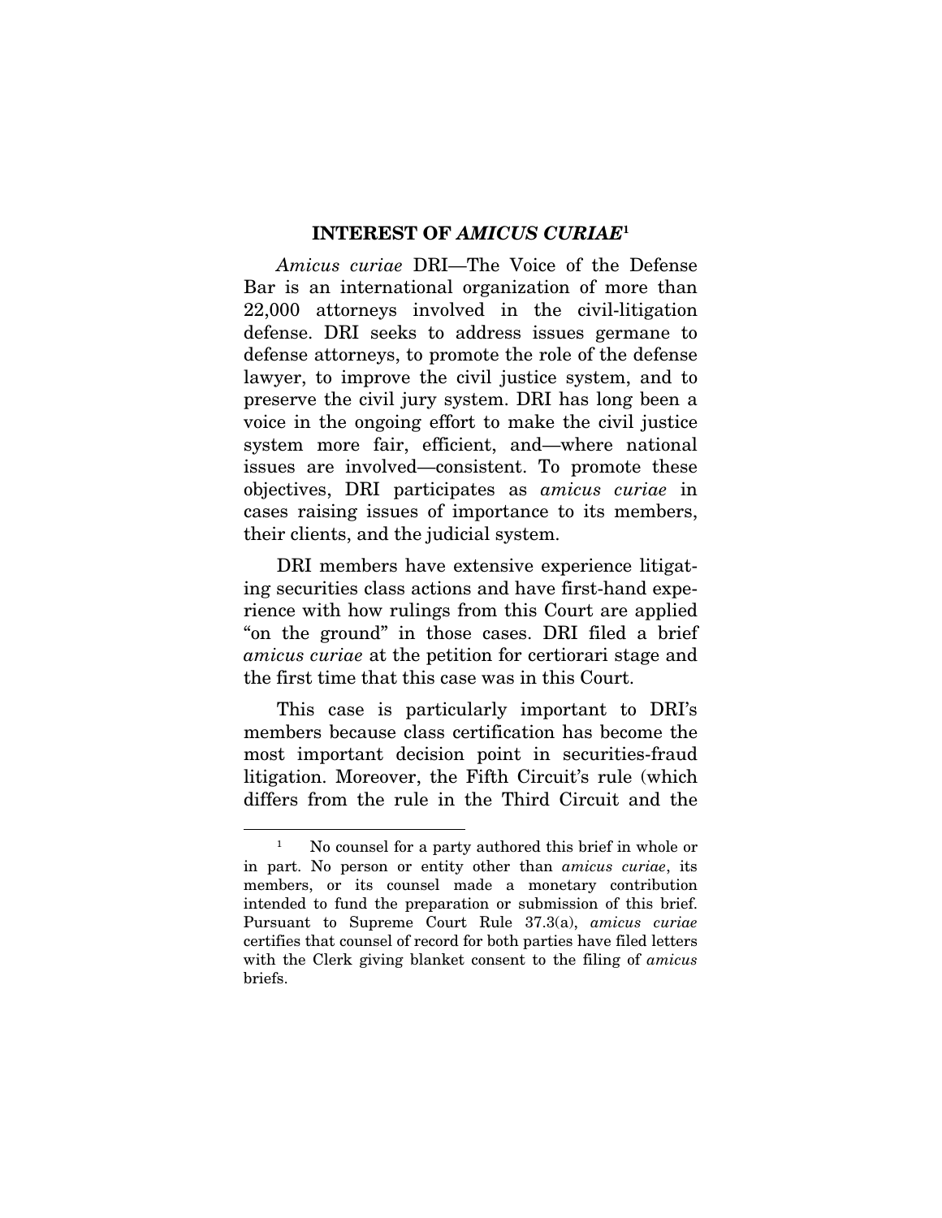## INTEREST OF *AMICUS CURIAE*[1]

*Amicus curiae* DRI—The Voice of the Defense Bar is an international organization of more than 22,000 attorneys involved in the civil-litigation defense. DRI seeks to address issues germane to defense attorneys, to promote the role of the defense lawyer, to improve the civil justice system, and to preserve the civil jury system. DRI has long been a voice in the ongoing effort to make the civil justice system more fair, efficient, and—where national issues are involved—consistent. To promote these objectives, DRI participates as *amicus curiae* in cases raising issues of importance to its members, their clients, and the judicial system.

DRI members have extensive experience litigating securities class actions and have first-hand experience with how rulings from this Court are applied "on the ground" in those cases. DRI filed a brief *amicus curiae* at the petition for certiorari stage and the first time that this case was in this Court.

This case is particularly important to DRI's members because class certification has become the most important decision point in securities-fraud litigation. Moreover, the Fifth Circuit's rule (which differs from the rule in the Third Circuit and the

---

[1] No counsel for a party authored this brief in whole or in part. No person or entity other than *amicus curiae*, its members, or its counsel made a monetary contribution intended to fund the preparation or submission of this brief. Pursuant to Supreme Court Rule 37.3(a), *amicus curiae* certifies that counsel of record for both parties have filed letters with the Clerk giving blanket consent to the filing of *amicus* briefs.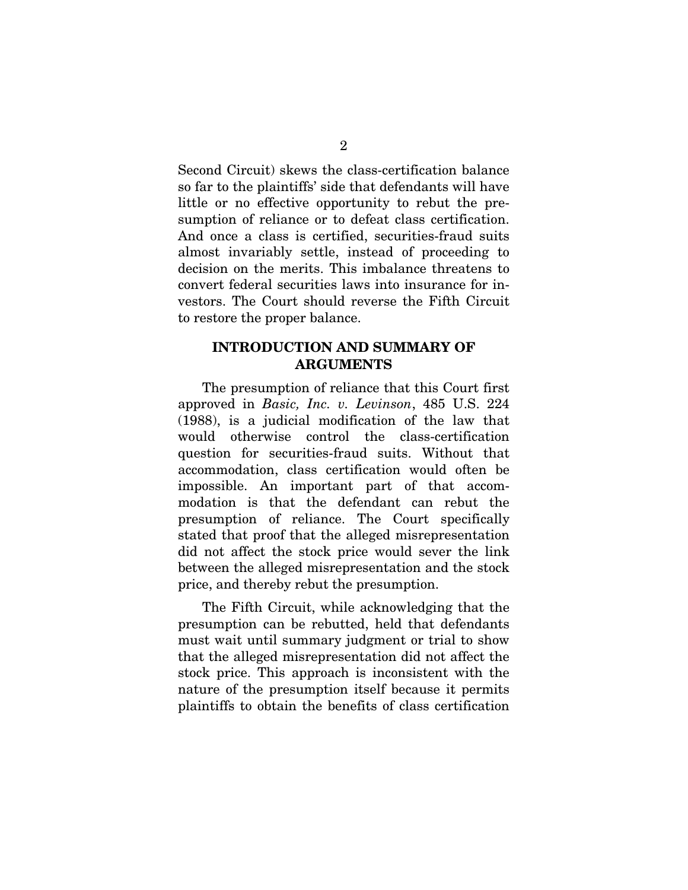Second Circuit) skews the class-certification balance so far to the plaintiffs' side that defendants will have little or no effective opportunity to rebut the presumption of reliance or to defeat class certification. And once a class is certified, securities-fraud suits almost invariably settle, instead of proceeding to decision on the merits. This imbalance threatens to convert federal securities laws into insurance for investors. The Court should reverse the Fifth Circuit to restore the proper balance.

## INTRODUCTION AND SUMMARY OF ARGUMENTS

The presumption of reliance that this Court first approved in *Basic, Inc. v. Levinson*, 485 U.S. 224 (1988), is a judicial modification of the law that would otherwise control the class-certification question for securities-fraud suits. Without that accommodation, class certification would often be impossible. An important part of that accommodation is that the defendant can rebut the presumption of reliance. The Court specifically stated that proof that the alleged misrepresentation did not affect the stock price would sever the link between the alleged misrepresentation and the stock price, and thereby rebut the presumption.

The Fifth Circuit, while acknowledging that the presumption can be rebutted, held that defendants must wait until summary judgment or trial to show that the alleged misrepresentation did not affect the stock price. This approach is inconsistent with the nature of the presumption itself because it permits plaintiffs to obtain the benefits of class certification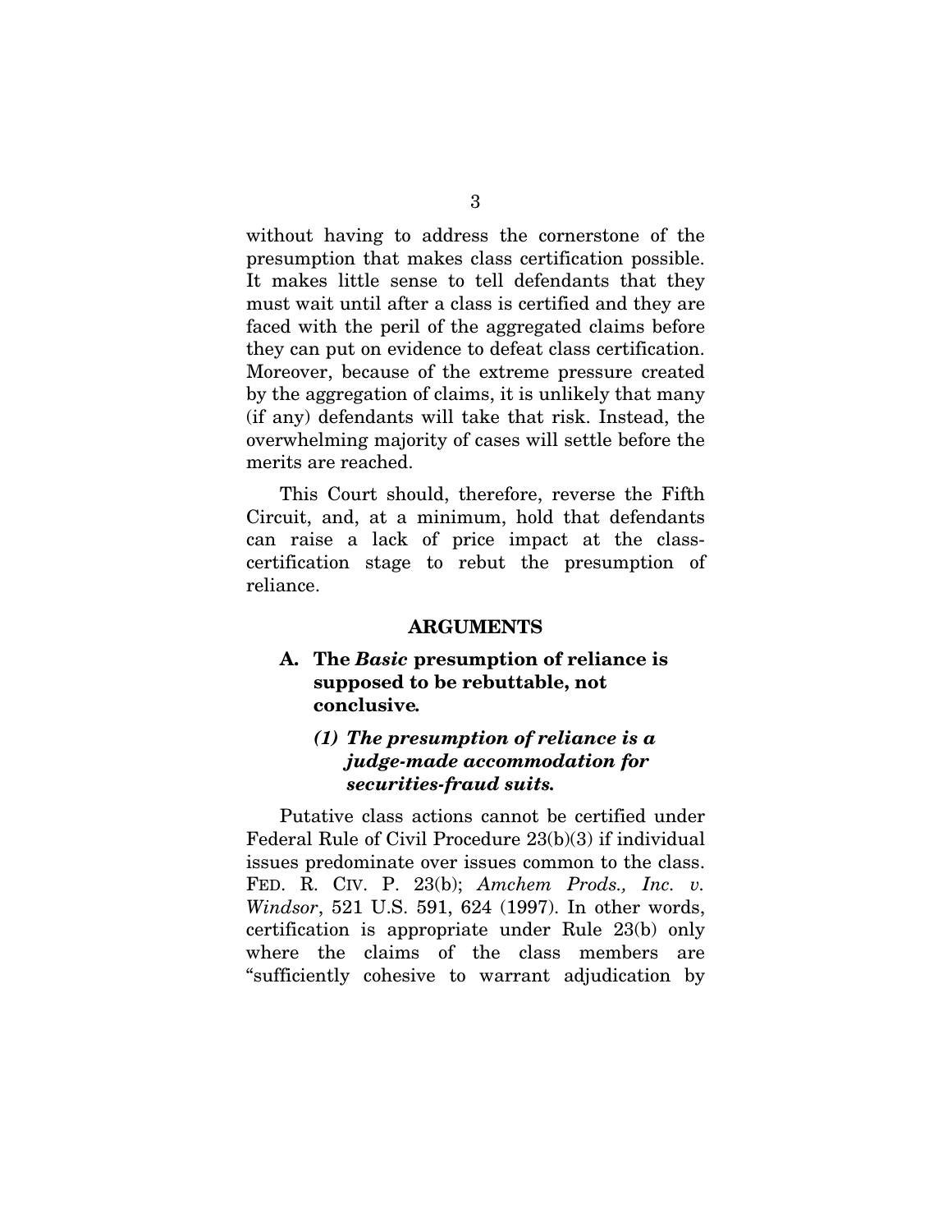without having to address the cornerstone of the presumption that makes class certification possible. It makes little sense to tell defendants that they must wait until after a class is certified and they are faced with the peril of the aggregated claims before they can put on evidence to defeat class certification. Moreover, because of the extreme pressure created by the aggregation of claims, it is unlikely that many (if any) defendants will take that risk. Instead, the overwhelming majority of cases will settle before the merits are reached.

This Court should, therefore, reverse the Fifth Circuit, and, at a minimum, hold that defendants can raise a lack of price impact at the class-certification stage to rebut the presumption of reliance.

## ARGUMENTS

### A. The *Basic* presumption of reliance is supposed to be rebuttable, not conclusive.

#### *(1) The presumption of reliance is a judge-made accommodation for securities-fraud suits.*

Putative class actions cannot be certified under Federal Rule of Civil Procedure 23(b)(3) if individual issues predominate over issues common to the class. FED. R. CIV. P. 23(b); *Amchem Prods., Inc. v. Windsor*, 521 U.S. 591, 624 (1997). In other words, certification is appropriate under Rule 23(b) only where the claims of the class members are "sufficiently cohesive to warrant adjudication by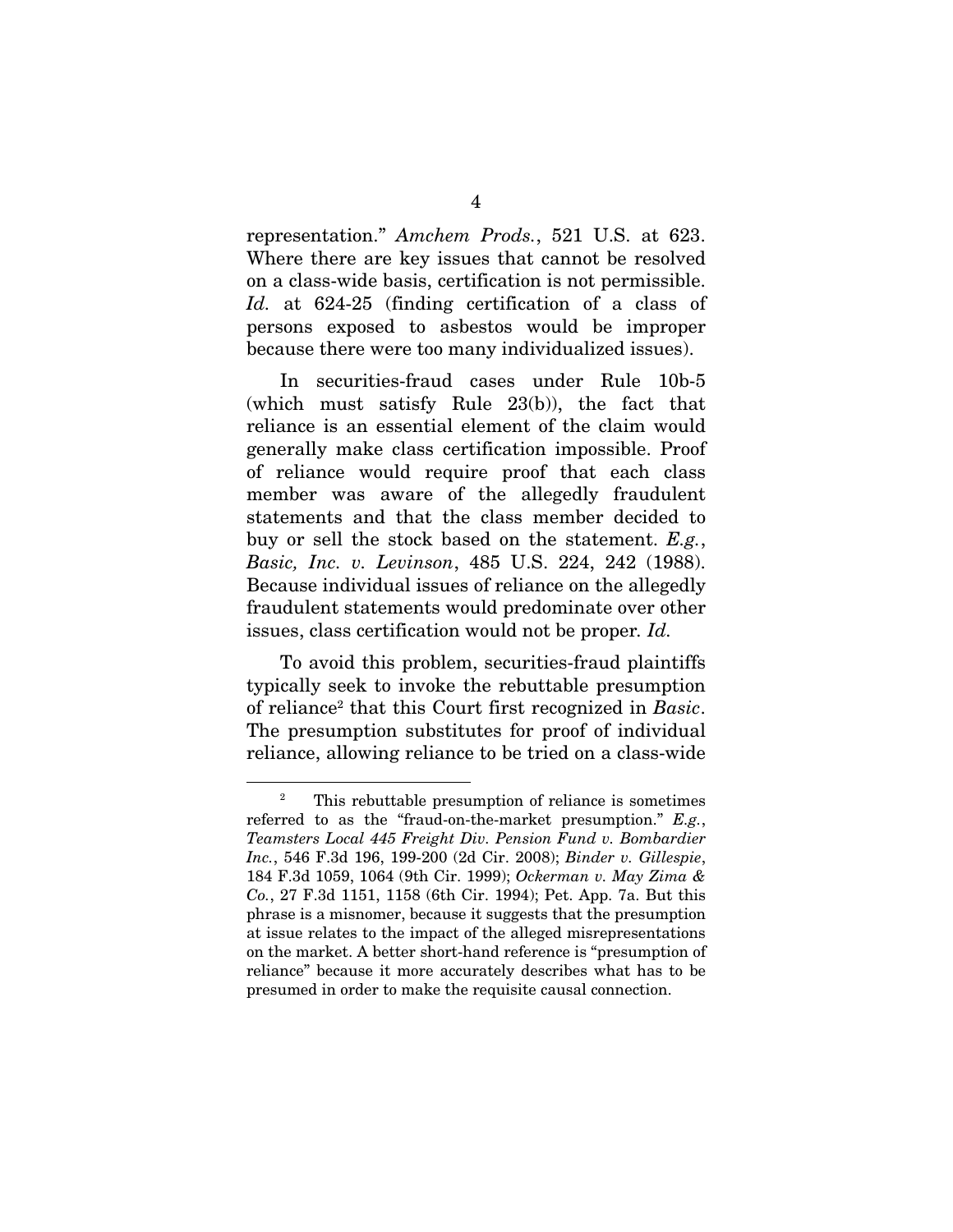representation." *Amchem Prods.*, 521 U.S. at 623. Where there are key issues that cannot be resolved on a class-wide basis, certification is not permissible. *Id.* at 624-25 (finding certification of a class of persons exposed to asbestos would be improper because there were too many individualized issues).

In securities-fraud cases under Rule 10b-5 (which must satisfy Rule 23(b)), the fact that reliance is an essential element of the claim would generally make class certification impossible. Proof of reliance would require proof that each class member was aware of the allegedly fraudulent statements and that the class member decided to buy or sell the stock based on the statement. *E.g.*, *Basic, Inc. v. Levinson*, 485 U.S. 224, 242 (1988). Because individual issues of reliance on the allegedly fraudulent statements would predominate over other issues, class certification would not be proper. *Id.*

To avoid this problem, securities-fraud plaintiffs typically seek to invoke the rebuttable presumption of reliance[2] that this Court first recognized in *Basic*. The presumption substitutes for proof of individual reliance, allowing reliance to be tried on a class-wide

---

[2] This rebuttable presumption of reliance is sometimes referred to as the "fraud-on-the-market presumption." *E.g.*, *Teamsters Local 445 Freight Div. Pension Fund v. Bombardier Inc.*, 546 F.3d 196, 199-200 (2d Cir. 2008); *Binder v. Gillespie*, 184 F.3d 1059, 1064 (9th Cir. 1999); *Ockerman v. May Zima & Co.*, 27 F.3d 1151, 1158 (6th Cir. 1994); Pet. App. 7a. But this phrase is a misnomer, because it suggests that the presumption at issue relates to the impact of the alleged misrepresentations on the market. A better short-hand reference is "presumption of reliance" because it more accurately describes what has to be presumed in order to make the requisite causal connection.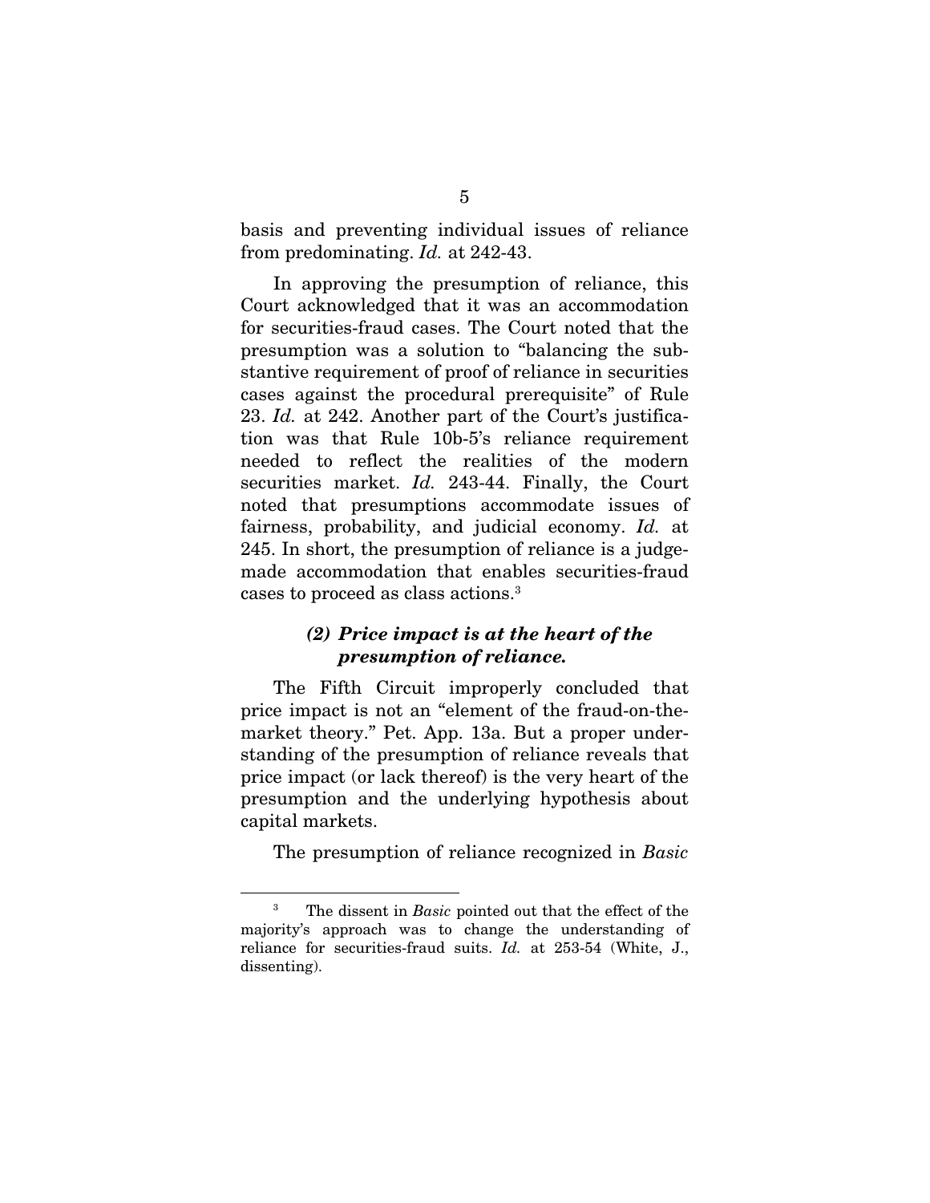basis and preventing individual issues of reliance from predominating. *Id.* at 242-43.

In approving the presumption of reliance, this Court acknowledged that it was an accommodation for securities-fraud cases. The Court noted that the presumption was a solution to "balancing the substantive requirement of proof of reliance in securities cases against the procedural prerequisite" of Rule 23. *Id.* at 242. Another part of the Court's justification was that Rule 10b-5's reliance requirement needed to reflect the realities of the modern securities market. *Id.* 243-44. Finally, the Court noted that presumptions accommodate issues of fairness, probability, and judicial economy. *Id.* at 245. In short, the presumption of reliance is a judge-made accommodation that enables securities-fraud cases to proceed as class actions.[3]

### *(2) Price impact is at the heart of the presumption of reliance.*

The Fifth Circuit improperly concluded that price impact is not an "element of the fraud-on-the-market theory." Pet. App. 13a. But a proper understanding of the presumption of reliance reveals that price impact (or lack thereof) is the very heart of the presumption and the underlying hypothesis about capital markets.

The presumption of reliance recognized in *Basic*

---

[3] The dissent in *Basic* pointed out that the effect of the majority's approach was to change the understanding of reliance for securities-fraud suits. *Id.* at 253-54 (White, J., dissenting).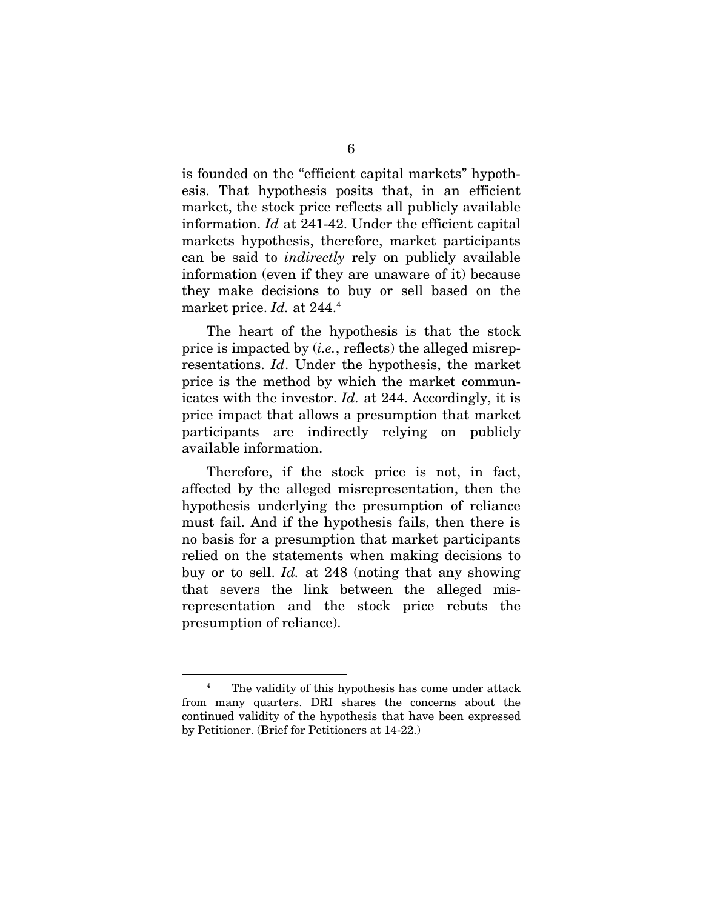is founded on the "efficient capital markets" hypothesis. That hypothesis posits that, in an efficient market, the stock price reflects all publicly available information. *Id* at 241-42. Under the efficient capital markets hypothesis, therefore, market participants can be said to *indirectly* rely on publicly available information (even if they are unaware of it) because they make decisions to buy or sell based on the market price. *Id.* at 244.[4]

The heart of the hypothesis is that the stock price is impacted by (*i.e.*, reflects) the alleged misrepresentations. *Id*. Under the hypothesis, the market price is the method by which the market communicates with the investor. *Id.* at 244. Accordingly, it is price impact that allows a presumption that market participants are indirectly relying on publicly available information.

Therefore, if the stock price is not, in fact, affected by the alleged misrepresentation, then the hypothesis underlying the presumption of reliance must fail. And if the hypothesis fails, then there is no basis for a presumption that market participants relied on the statements when making decisions to buy or to sell. *Id.* at 248 (noting that any showing that severs the link between the alleged misrepresentation and the stock price rebuts the presumption of reliance).

---

[4] The validity of this hypothesis has come under attack from many quarters. DRI shares the concerns about the continued validity of the hypothesis that have been expressed by Petitioner. (Brief for Petitioners at 14-22.)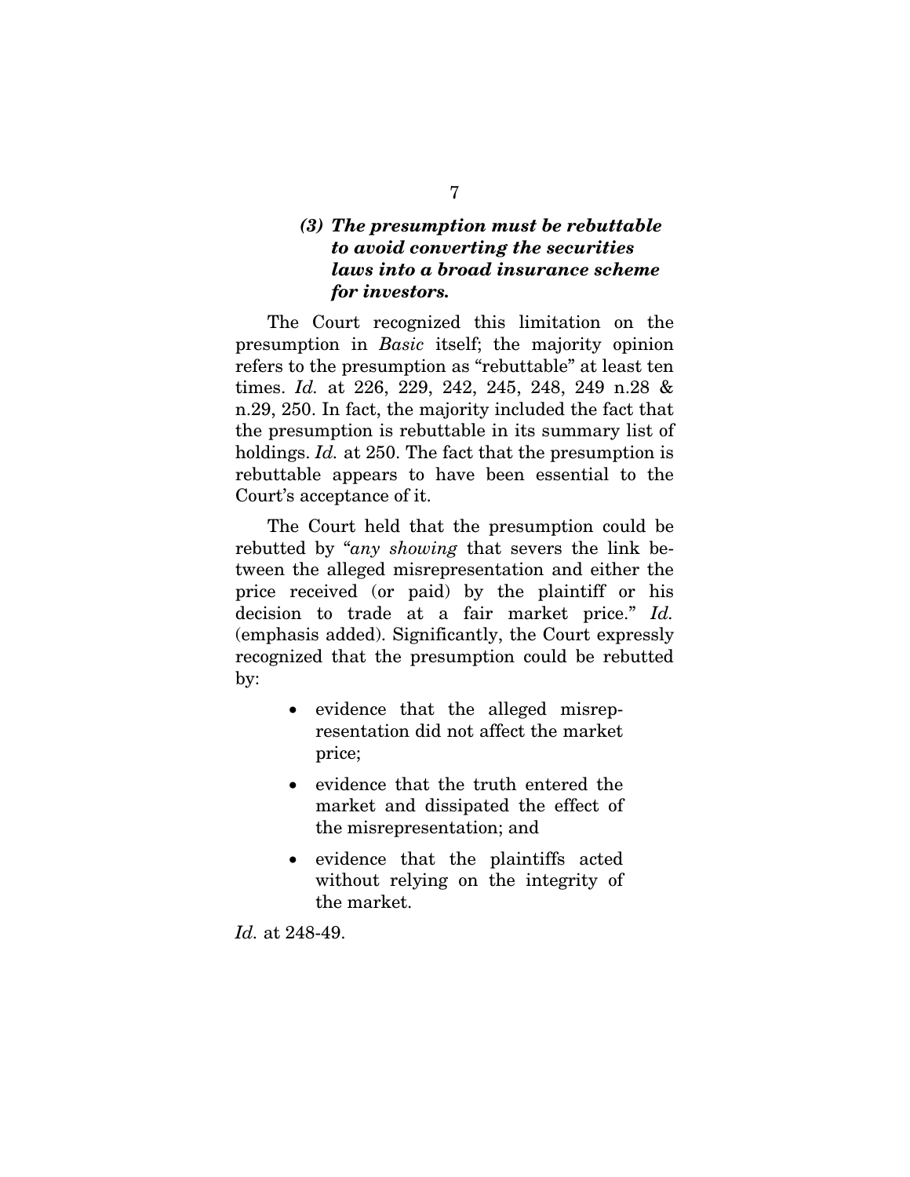### *(3) The presumption must be rebuttable to avoid converting the securities laws into a broad insurance scheme for investors.*

The Court recognized this limitation on the presumption in *Basic* itself; the majority opinion refers to the presumption as "rebuttable" at least ten times. *Id.* at 226, 229, 242, 245, 248, 249 n.28 & n.29, 250. In fact, the majority included the fact that the presumption is rebuttable in its summary list of holdings. *Id.* at 250. The fact that the presumption is rebuttable appears to have been essential to the Court's acceptance of it.

The Court held that the presumption could be rebutted by "*any showing* that severs the link between the alleged misrepresentation and either the price received (or paid) by the plaintiff or his decision to trade at a fair market price." *Id.* (emphasis added). Significantly, the Court expressly recognized that the presumption could be rebutted by:

- evidence that the alleged misrepresentation did not affect the market price;
- evidence that the truth entered the market and dissipated the effect of the misrepresentation; and
- evidence that the plaintiffs acted without relying on the integrity of the market.

*Id.* at 248-49.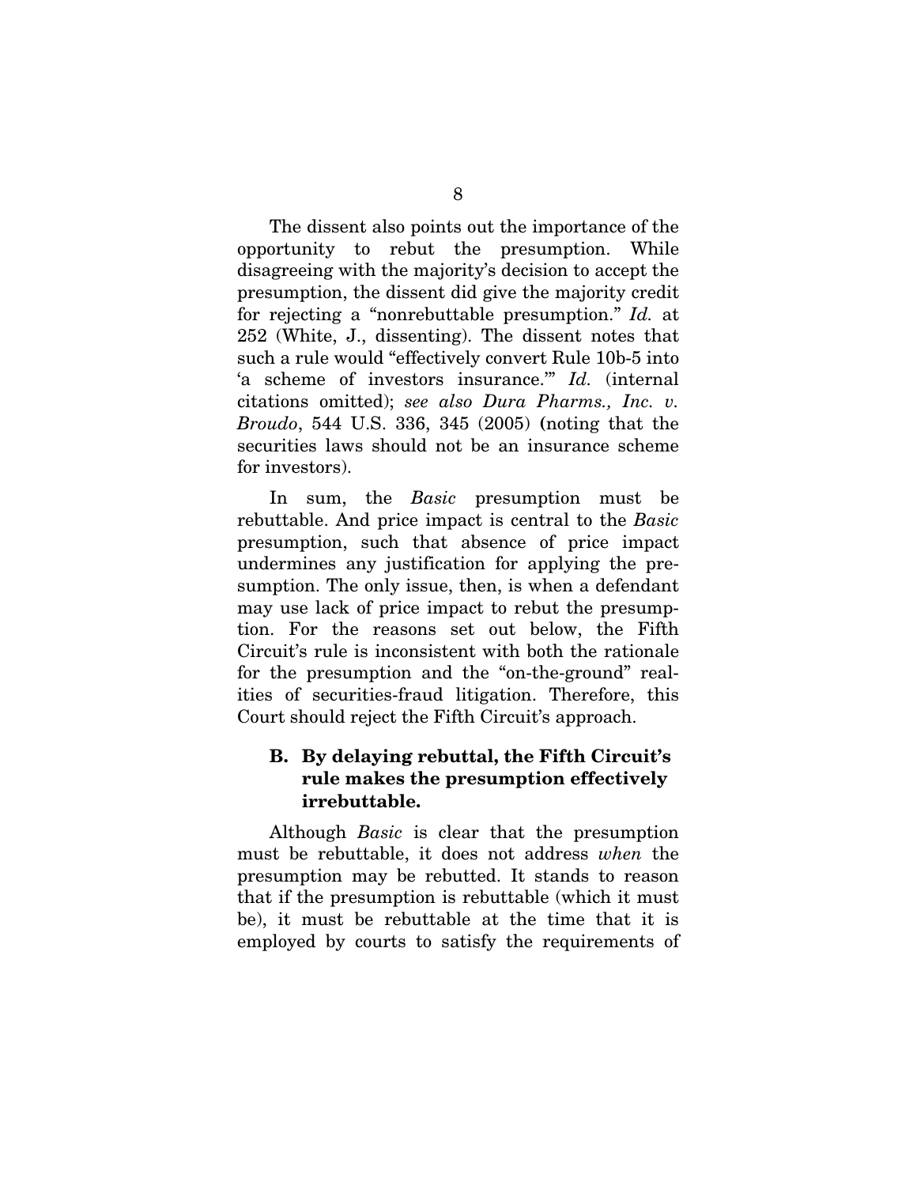The dissent also points out the importance of the opportunity to rebut the presumption. While disagreeing with the majority's decision to accept the presumption, the dissent did give the majority credit for rejecting a "nonrebuttable presumption." *Id.* at 252 (White, J., dissenting). The dissent notes that such a rule would "effectively convert Rule 10b-5 into 'a scheme of investors insurance.'" *Id.* (internal citations omitted); *see also Dura Pharms., Inc. v. Broudo*, 544 U.S. 336, 345 (2005) (noting that the securities laws should not be an insurance scheme for investors).

In sum, the *Basic* presumption must be rebuttable. And price impact is central to the *Basic* presumption, such that absence of price impact undermines any justification for applying the presumption. The only issue, then, is when a defendant may use lack of price impact to rebut the presumption. For the reasons set out below, the Fifth Circuit's rule is inconsistent with both the rationale for the presumption and the "on-the-ground" realities of securities-fraud litigation. Therefore, this Court should reject the Fifth Circuit's approach.

### B. By delaying rebuttal, the Fifth Circuit's rule makes the presumption effectively irrebuttable.

Although *Basic* is clear that the presumption must be rebuttable, it does not address *when* the presumption may be rebutted. It stands to reason that if the presumption is rebuttable (which it must be), it must be rebuttable at the time that it is employed by courts to satisfy the requirements of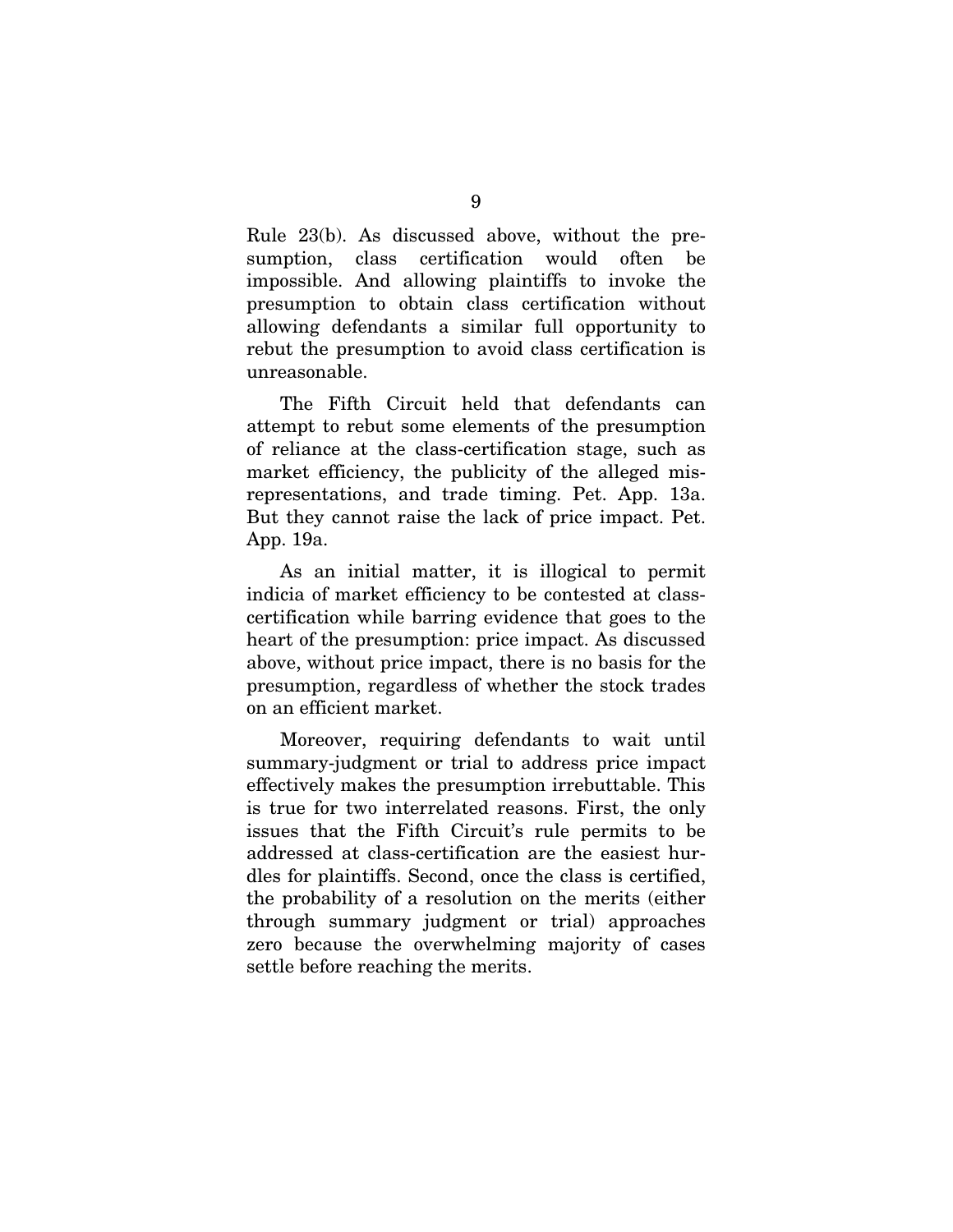Rule 23(b). As discussed above, without the presumption, class certification would often be impossible. And allowing plaintiffs to invoke the presumption to obtain class certification without allowing defendants a similar full opportunity to rebut the presumption to avoid class certification is unreasonable.

The Fifth Circuit held that defendants can attempt to rebut some elements of the presumption of reliance at the class-certification stage, such as market efficiency, the publicity of the alleged misrepresentations, and trade timing. Pet. App. 13a. But they cannot raise the lack of price impact. Pet. App. 19a.

As an initial matter, it is illogical to permit indicia of market efficiency to be contested at class-certification while barring evidence that goes to the heart of the presumption: price impact. As discussed above, without price impact, there is no basis for the presumption, regardless of whether the stock trades on an efficient market.

Moreover, requiring defendants to wait until summary-judgment or trial to address price impact effectively makes the presumption irrebuttable. This is true for two interrelated reasons. First, the only issues that the Fifth Circuit's rule permits to be addressed at class-certification are the easiest hurdles for plaintiffs. Second, once the class is certified, the probability of a resolution on the merits (either through summary judgment or trial) approaches zero because the overwhelming majority of cases settle before reaching the merits.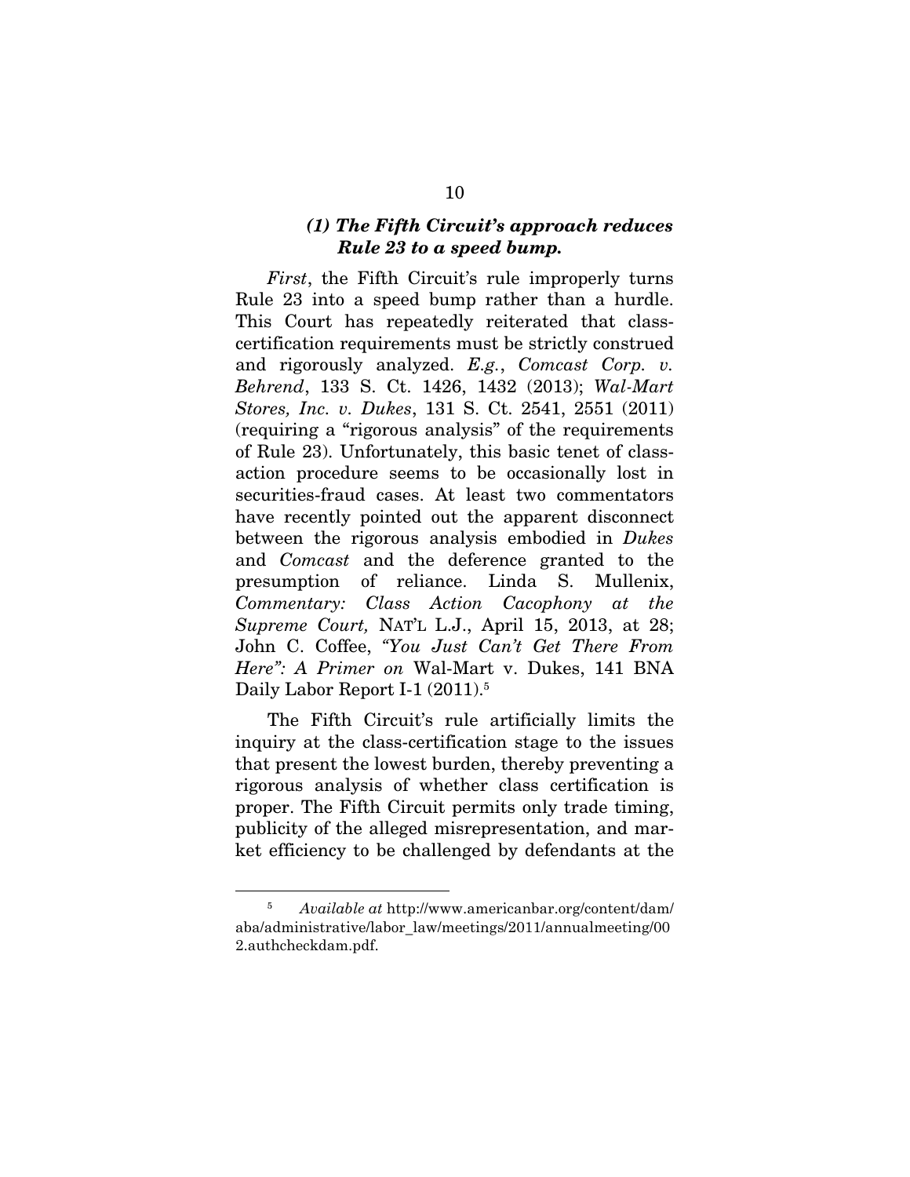### *(1) The Fifth Circuit's approach reduces Rule 23 to a speed bump.*

*First*, the Fifth Circuit's rule improperly turns Rule 23 into a speed bump rather than a hurdle. This Court has repeatedly reiterated that class-certification requirements must be strictly construed and rigorously analyzed. *E.g.*, *Comcast Corp. v. Behrend*, 133 S. Ct. 1426, 1432 (2013); *Wal-Mart Stores, Inc. v. Dukes*, 131 S. Ct. 2541, 2551 (2011) (requiring a "rigorous analysis" of the requirements of Rule 23). Unfortunately, this basic tenet of class-action procedure seems to be occasionally lost in securities-fraud cases. At least two commentators have recently pointed out the apparent disconnect between the rigorous analysis embodied in *Dukes* and *Comcast* and the deference granted to the presumption of reliance. Linda S. Mullenix, *Commentary: Class Action Cacophony at the Supreme Court,* NAT'L L.J., April 15, 2013, at 28; John C. Coffee, *"You Just Can't Get There From Here": A Primer on* Wal-Mart v. Dukes, 141 BNA Daily Labor Report I-1 (2011).[5]

The Fifth Circuit's rule artificially limits the inquiry at the class-certification stage to the issues that present the lowest burden, thereby preventing a rigorous analysis of whether class certification is proper. The Fifth Circuit permits only trade timing, publicity of the alleged misrepresentation, and market efficiency to be challenged by defendants at the

---

[5] *Available at* http://www.americanbar.org/content/dam/aba/administrative/labor_law/meetings/2011/annualmeeting/002.authcheckdam.pdf.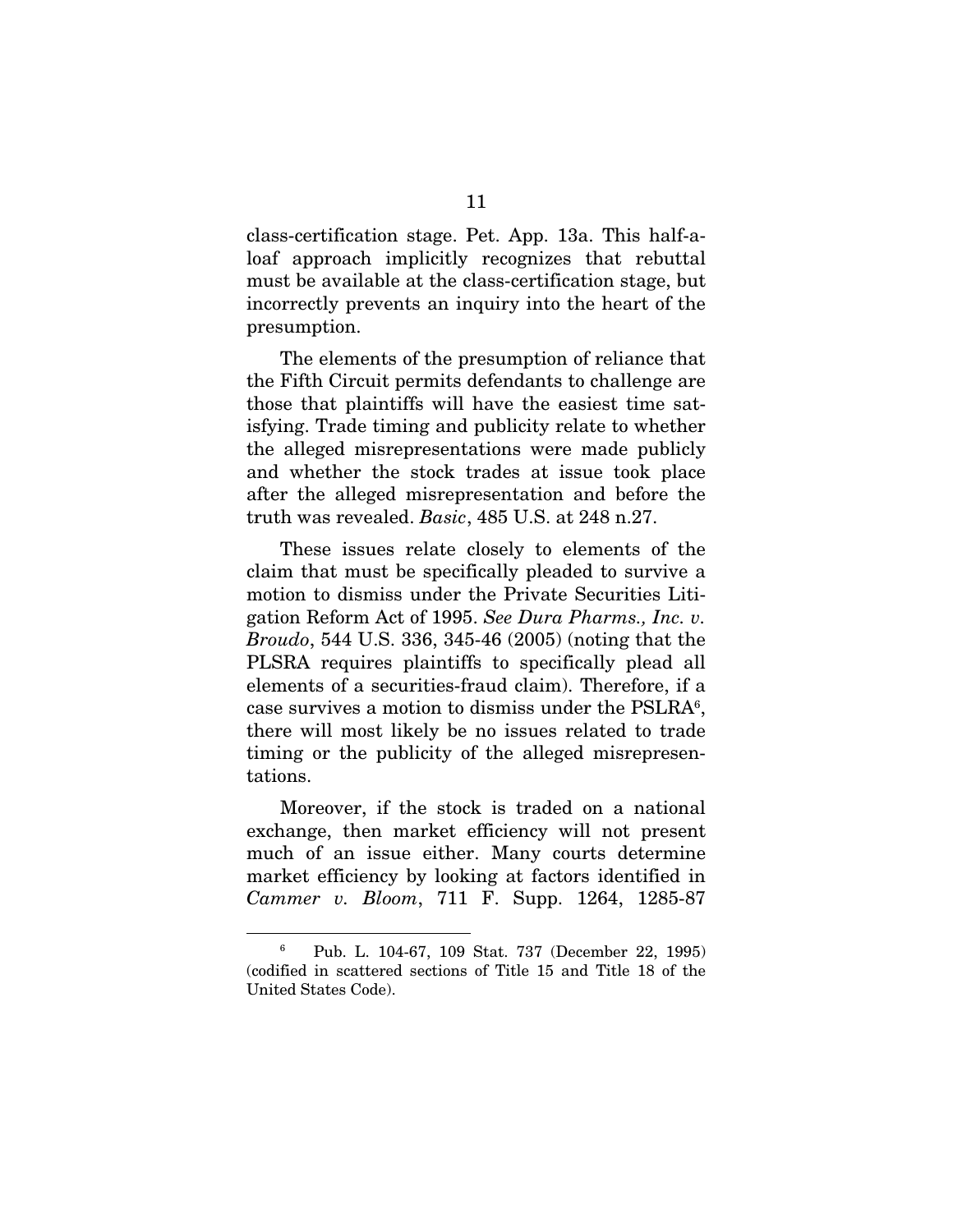class-certification stage. Pet. App. 13a. This half-a-loaf approach implicitly recognizes that rebuttal must be available at the class-certification stage, but incorrectly prevents an inquiry into the heart of the presumption.

The elements of the presumption of reliance that the Fifth Circuit permits defendants to challenge are those that plaintiffs will have the easiest time satisfying. Trade timing and publicity relate to whether the alleged misrepresentations were made publicly and whether the stock trades at issue took place after the alleged misrepresentation and before the truth was revealed. *Basic*, 485 U.S. at 248 n.27.

These issues relate closely to elements of the claim that must be specifically pleaded to survive a motion to dismiss under the Private Securities Litigation Reform Act of 1995. *See Dura Pharms., Inc. v. Broudo*, 544 U.S. 336, 345-46 (2005) (noting that the PLSRA requires plaintiffs to specifically plead all elements of a securities-fraud claim). Therefore, if a case survives a motion to dismiss under the PSLRA[6], there will most likely be no issues related to trade timing or the publicity of the alleged misrepresentations.

Moreover, if the stock is traded on a national exchange, then market efficiency will not present much of an issue either. Many courts determine market efficiency by looking at factors identified in *Cammer v. Bloom*, 711 F. Supp. 1264, 1285-87

---

[6] Pub. L. 104-67, 109 Stat. 737 (December 22, 1995) (codified in scattered sections of Title 15 and Title 18 of the United States Code).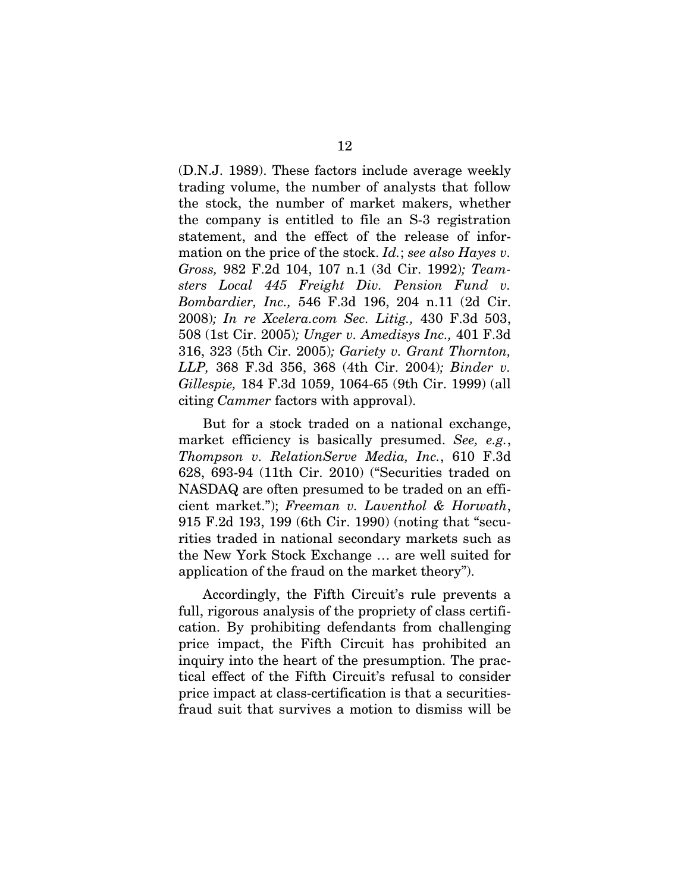(D.N.J. 1989). These factors include average weekly trading volume, the number of analysts that follow the stock, the number of market makers, whether the company is entitled to file an S-3 registration statement, and the effect of the release of information on the price of the stock. *Id.*; *see also Hayes v. Gross,* 982 F.2d 104, 107 n.1 (3d Cir. 1992)*; Teamsters Local 445 Freight Div. Pension Fund v. Bombardier, Inc.,* 546 F.3d 196, 204 n.11 (2d Cir. 2008)*; In re Xcelera.com Sec. Litig.,* 430 F.3d 503, 508 (1st Cir. 2005)*; Unger v. Amedisys Inc.,* 401 F.3d 316, 323 (5th Cir. 2005)*; Gariety v. Grant Thornton, LLP,* 368 F.3d 356, 368 (4th Cir. 2004)*; Binder v. Gillespie,* 184 F.3d 1059, 1064-65 (9th Cir. 1999) (all citing *Cammer* factors with approval).

But for a stock traded on a national exchange, market efficiency is basically presumed. *See, e.g.*, *Thompson v. RelationServe Media, Inc.*, 610 F.3d 628, 693-94 (11th Cir. 2010) ("Securities traded on NASDAQ are often presumed to be traded on an efficient market."); *Freeman v. Laventhol & Horwath*, 915 F.2d 193, 199 (6th Cir. 1990) (noting that "securities traded in national secondary markets such as the New York Stock Exchange … are well suited for application of the fraud on the market theory").

Accordingly, the Fifth Circuit's rule prevents a full, rigorous analysis of the propriety of class certification. By prohibiting defendants from challenging price impact, the Fifth Circuit has prohibited an inquiry into the heart of the presumption. The practical effect of the Fifth Circuit's refusal to consider price impact at class-certification is that a securities-fraud suit that survives a motion to dismiss will be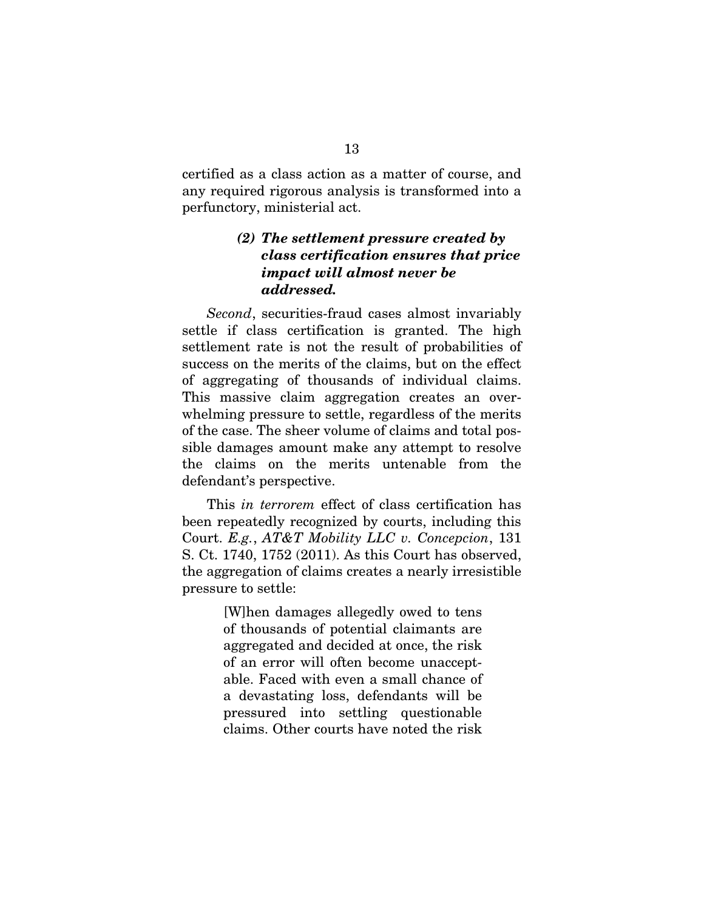certified as a class action as a matter of course, and any required rigorous analysis is transformed into a perfunctory, ministerial act.

#### *(2) The settlement pressure created by class certification ensures that price impact will almost never be addressed.*

*Second*, securities-fraud cases almost invariably settle if class certification is granted. The high settlement rate is not the result of probabilities of success on the merits of the claims, but on the effect of aggregating of thousands of individual claims. This massive claim aggregation creates an overwhelming pressure to settle, regardless of the merits of the case. The sheer volume of claims and total possible damages amount make any attempt to resolve the claims on the merits untenable from the defendant's perspective.

This *in terrorem* effect of class certification has been repeatedly recognized by courts, including this Court. *E.g.*, *AT&T Mobility LLC v. Concepcion*, 131 S. Ct. 1740, 1752 (2011). As this Court has observed, the aggregation of claims creates a nearly irresistible pressure to settle:

> [W]hen damages allegedly owed to tens of thousands of potential claimants are aggregated and decided at once, the risk of an error will often become unacceptable. Faced with even a small chance of a devastating loss, defendants will be pressured into settling questionable claims. Other courts have noted the risk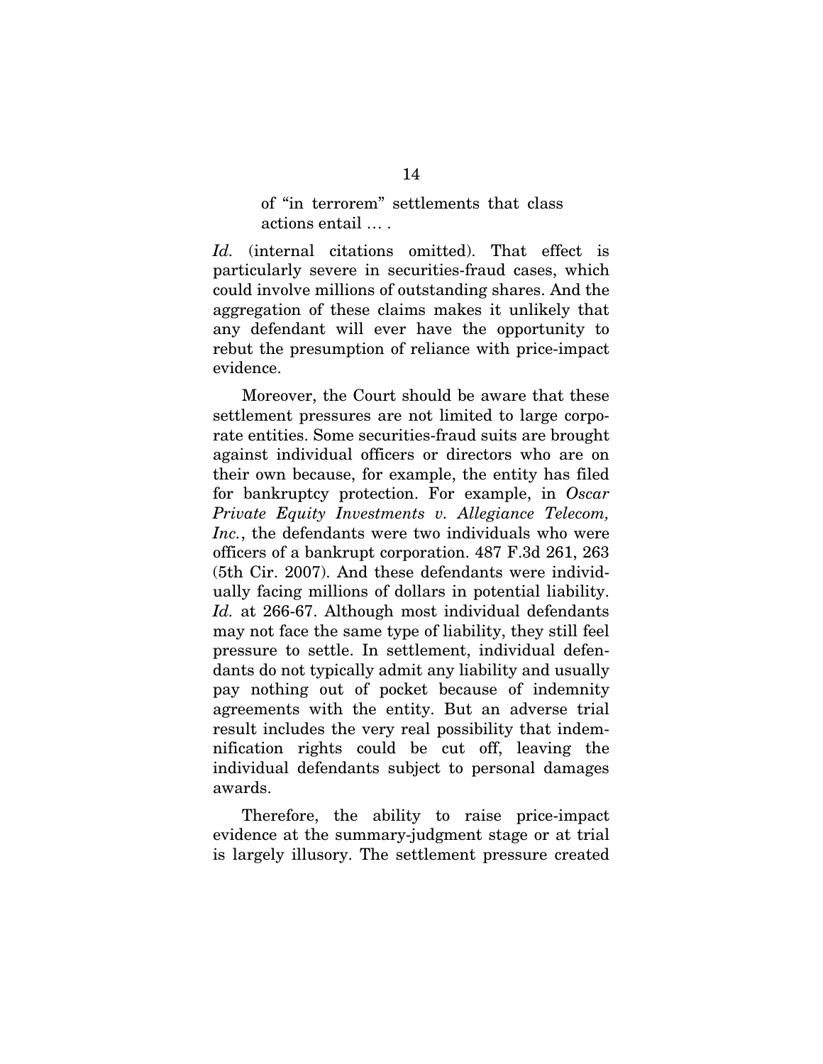> of "in terrorem" settlements that class actions entail … .

*Id.* (internal citations omitted). That effect is particularly severe in securities-fraud cases, which could involve millions of outstanding shares. And the aggregation of these claims makes it unlikely that any defendant will ever have the opportunity to rebut the presumption of reliance with price-impact evidence.

Moreover, the Court should be aware that these settlement pressures are not limited to large corporate entities. Some securities-fraud suits are brought against individual officers or directors who are on their own because, for example, the entity has filed for bankruptcy protection. For example, in *Oscar Private Equity Investments v. Allegiance Telecom, Inc.*, the defendants were two individuals who were officers of a bankrupt corporation. 487 F.3d 261, 263 (5th Cir. 2007). And these defendants were individually facing millions of dollars in potential liability. *Id.* at 266-67. Although most individual defendants may not face the same type of liability, they still feel pressure to settle. In settlement, individual defendants do not typically admit any liability and usually pay nothing out of pocket because of indemnity agreements with the entity. But an adverse trial result includes the very real possibility that indemnification rights could be cut off, leaving the individual defendants subject to personal damages awards.

Therefore, the ability to raise price-impact evidence at the summary-judgment stage or at trial is largely illusory. The settlement pressure created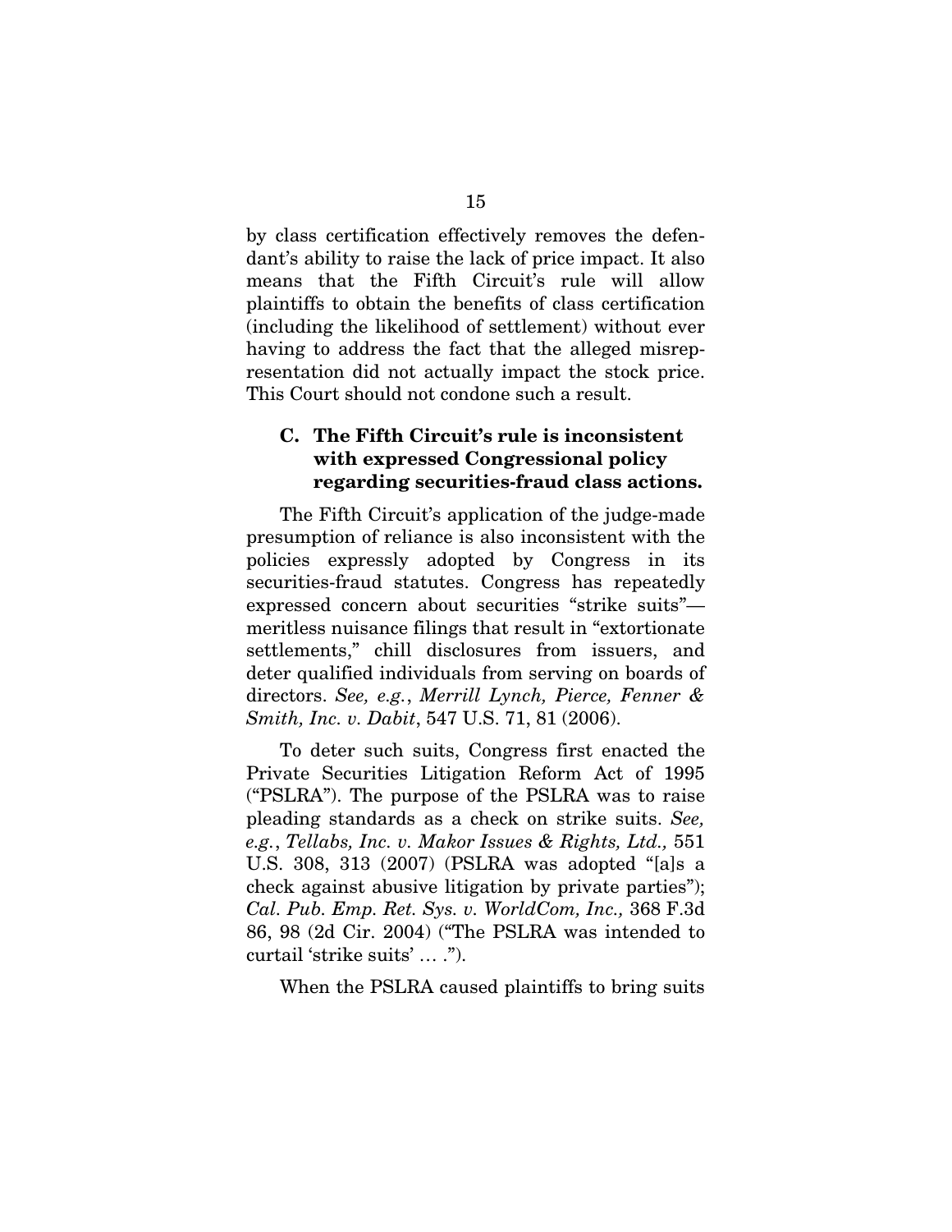by class certification effectively removes the defendant's ability to raise the lack of price impact. It also means that the Fifth Circuit's rule will allow plaintiffs to obtain the benefits of class certification (including the likelihood of settlement) without ever having to address the fact that the alleged misrepresentation did not actually impact the stock price. This Court should not condone such a result.

### C. The Fifth Circuit's rule is inconsistent with expressed Congressional policy regarding securities-fraud class actions.

The Fifth Circuit's application of the judge-made presumption of reliance is also inconsistent with the policies expressly adopted by Congress in its securities-fraud statutes. Congress has repeatedly expressed concern about securities "strike suits"—meritless nuisance filings that result in "extortionate settlements," chill disclosures from issuers, and deter qualified individuals from serving on boards of directors. *See, e.g.*, *Merrill Lynch, Pierce, Fenner & Smith, Inc. v. Dabit*, 547 U.S. 71, 81 (2006).

To deter such suits, Congress first enacted the Private Securities Litigation Reform Act of 1995 ("PSLRA"). The purpose of the PSLRA was to raise pleading standards as a check on strike suits. *See, e.g.*, *Tellabs, Inc. v. Makor Issues & Rights, Ltd.,* 551 U.S. 308, 313 (2007) (PSLRA was adopted "[a]s a check against abusive litigation by private parties"); *Cal. Pub. Emp. Ret. Sys. v. WorldCom, Inc.,* 368 F.3d 86, 98 (2d Cir. 2004) ("The PSLRA was intended to curtail 'strike suits' … .").

When the PSLRA caused plaintiffs to bring suits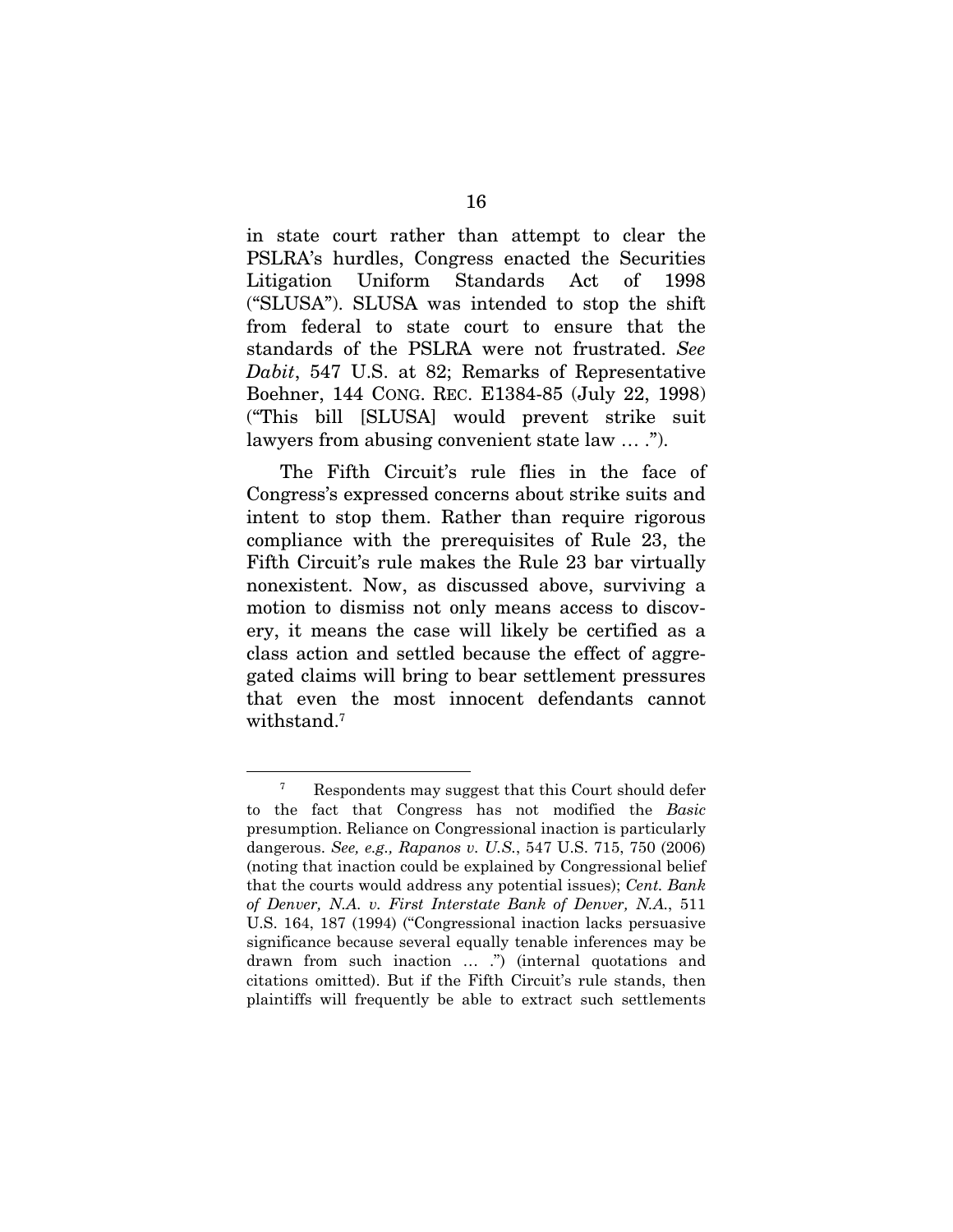in state court rather than attempt to clear the PSLRA's hurdles, Congress enacted the Securities Litigation Uniform Standards Act of 1998 ("SLUSA"). SLUSA was intended to stop the shift from federal to state court to ensure that the standards of the PSLRA were not frustrated. *See Dabit*, 547 U.S. at 82; Remarks of Representative Boehner, 144 CONG. REC. E1384-85 (July 22, 1998) ("This bill [SLUSA] would prevent strike suit lawyers from abusing convenient state law … .").

The Fifth Circuit's rule flies in the face of Congress's expressed concerns about strike suits and intent to stop them. Rather than require rigorous compliance with the prerequisites of Rule 23, the Fifth Circuit's rule makes the Rule 23 bar virtually nonexistent. Now, as discussed above, surviving a motion to dismiss not only means access to discovery, it means the case will likely be certified as a class action and settled because the effect of aggregated claims will bring to bear settlement pressures that even the most innocent defendants cannot withstand.[7]

---

[7] Respondents may suggest that this Court should defer to the fact that Congress has not modified the *Basic* presumption. Reliance on Congressional inaction is particularly dangerous. *See, e.g., Rapanos v. U.S.*, 547 U.S. 715, 750 (2006) (noting that inaction could be explained by Congressional belief that the courts would address any potential issues); *Cent. Bank of Denver, N.A. v. First Interstate Bank of Denver, N.A.*, 511 U.S. 164, 187 (1994) ("Congressional inaction lacks persuasive significance because several equally tenable inferences may be drawn from such inaction … .") (internal quotations and citations omitted). But if the Fifth Circuit's rule stands, then plaintiffs will frequently be able to extract such settlements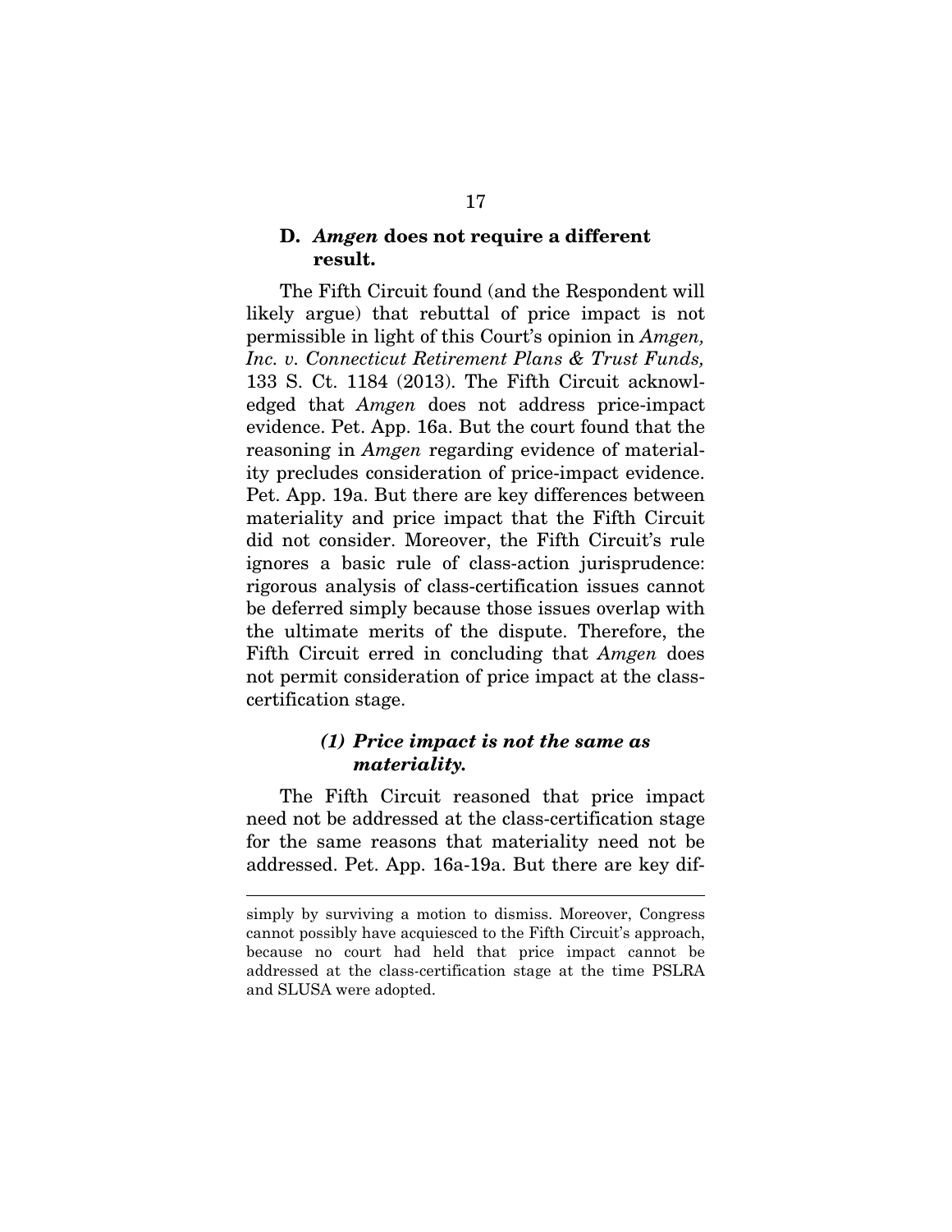### D. *Amgen* does not require a different result.

The Fifth Circuit found (and the Respondent will likely argue) that rebuttal of price impact is not permissible in light of this Court's opinion in *Amgen, Inc. v. Connecticut Retirement Plans & Trust Funds,* 133 S. Ct. 1184 (2013). The Fifth Circuit acknowledged that *Amgen* does not address price-impact evidence. Pet. App. 16a. But the court found that the reasoning in *Amgen* regarding evidence of materiality precludes consideration of price-impact evidence. Pet. App. 19a. But there are key differences between materiality and price impact that the Fifth Circuit did not consider. Moreover, the Fifth Circuit's rule ignores a basic rule of class-action jurisprudence: rigorous analysis of class-certification issues cannot be deferred simply because those issues overlap with the ultimate merits of the dispute. Therefore, the Fifth Circuit erred in concluding that *Amgen* does not permit consideration of price impact at the class-certification stage.

#### *(1) Price impact is not the same as materiality.*

The Fifth Circuit reasoned that price impact need not be addressed at the class-certification stage for the same reasons that materiality need not be addressed. Pet. App. 16a-19a. But there are key dif-

simply by surviving a motion to dismiss. Moreover, Congress cannot possibly have acquiesced to the Fifth Circuit's approach, because no court had held that price impact cannot be addressed at the class-certification stage at the time PSLRA and SLUSA were adopted.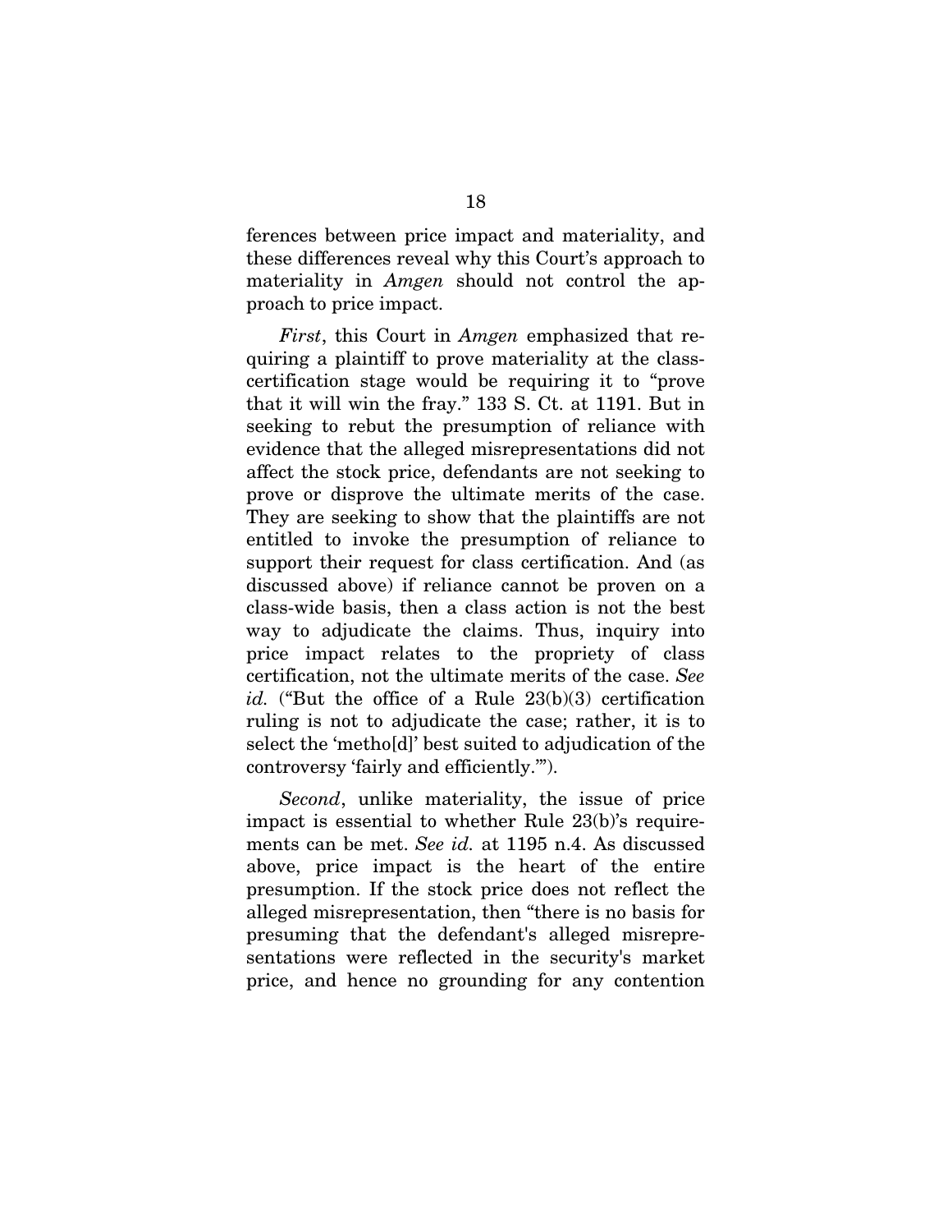ferences between price impact and materiality, and these differences reveal why this Court's approach to materiality in *Amgen* should not control the approach to price impact.

*First*, this Court in *Amgen* emphasized that requiring a plaintiff to prove materiality at the class-certification stage would be requiring it to "prove that it will win the fray." 133 S. Ct. at 1191. But in seeking to rebut the presumption of reliance with evidence that the alleged misrepresentations did not affect the stock price, defendants are not seeking to prove or disprove the ultimate merits of the case. They are seeking to show that the plaintiffs are not entitled to invoke the presumption of reliance to support their request for class certification. And (as discussed above) if reliance cannot be proven on a class-wide basis, then a class action is not the best way to adjudicate the claims. Thus, inquiry into price impact relates to the propriety of class certification, not the ultimate merits of the case. *See id.* ("But the office of a Rule 23(b)(3) certification ruling is not to adjudicate the case; rather, it is to select the 'metho[d]' best suited to adjudication of the controversy 'fairly and efficiently.'").

*Second*, unlike materiality, the issue of price impact is essential to whether Rule 23(b)'s requirements can be met. *See id.* at 1195 n.4. As discussed above, price impact is the heart of the entire presumption. If the stock price does not reflect the alleged misrepresentation, then "there is no basis for presuming that the defendant's alleged misrepresentations were reflected in the security's market price, and hence no grounding for any contention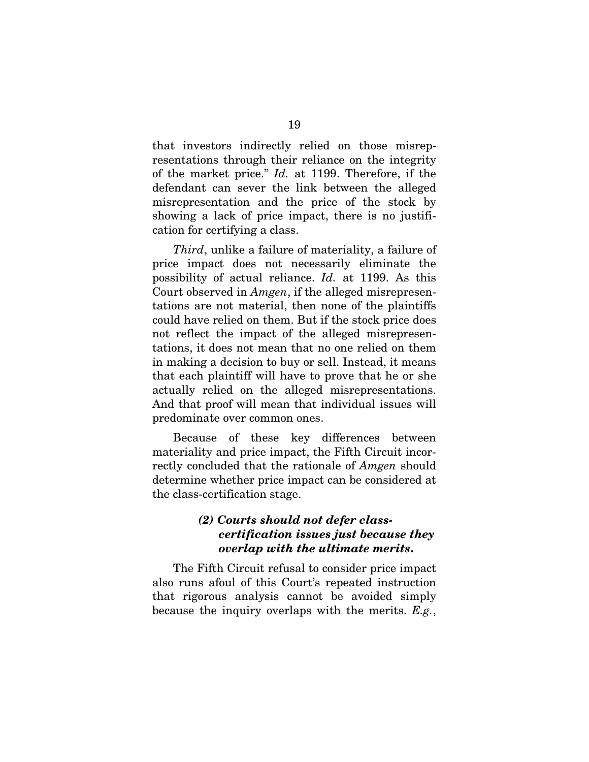that investors indirectly relied on those misrepresentations through their reliance on the integrity of the market price." *Id.* at 1199. Therefore, if the defendant can sever the link between the alleged misrepresentation and the price of the stock by showing a lack of price impact, there is no justification for certifying a class.

*Third*, unlike a failure of materiality, a failure of price impact does not necessarily eliminate the possibility of actual reliance. *Id.* at 1199. As this Court observed in *Amgen*, if the alleged misrepresentations are not material, then none of the plaintiffs could have relied on them. But if the stock price does not reflect the impact of the alleged misrepresentations, it does not mean that no one relied on them in making a decision to buy or sell. Instead, it means that each plaintiff will have to prove that he or she actually relied on the alleged misrepresentations. And that proof will mean that individual issues will predominate over common ones.

Because of these key differences between materiality and price impact, the Fifth Circuit incorrectly concluded that the rationale of *Amgen* should determine whether price impact can be considered at the class-certification stage.

#### *(2) Courts should not defer class-certification issues just because they overlap with the ultimate merits.*

The Fifth Circuit refusal to consider price impact also runs afoul of this Court's repeated instruction that rigorous analysis cannot be avoided simply because the inquiry overlaps with the merits. *E.g.*,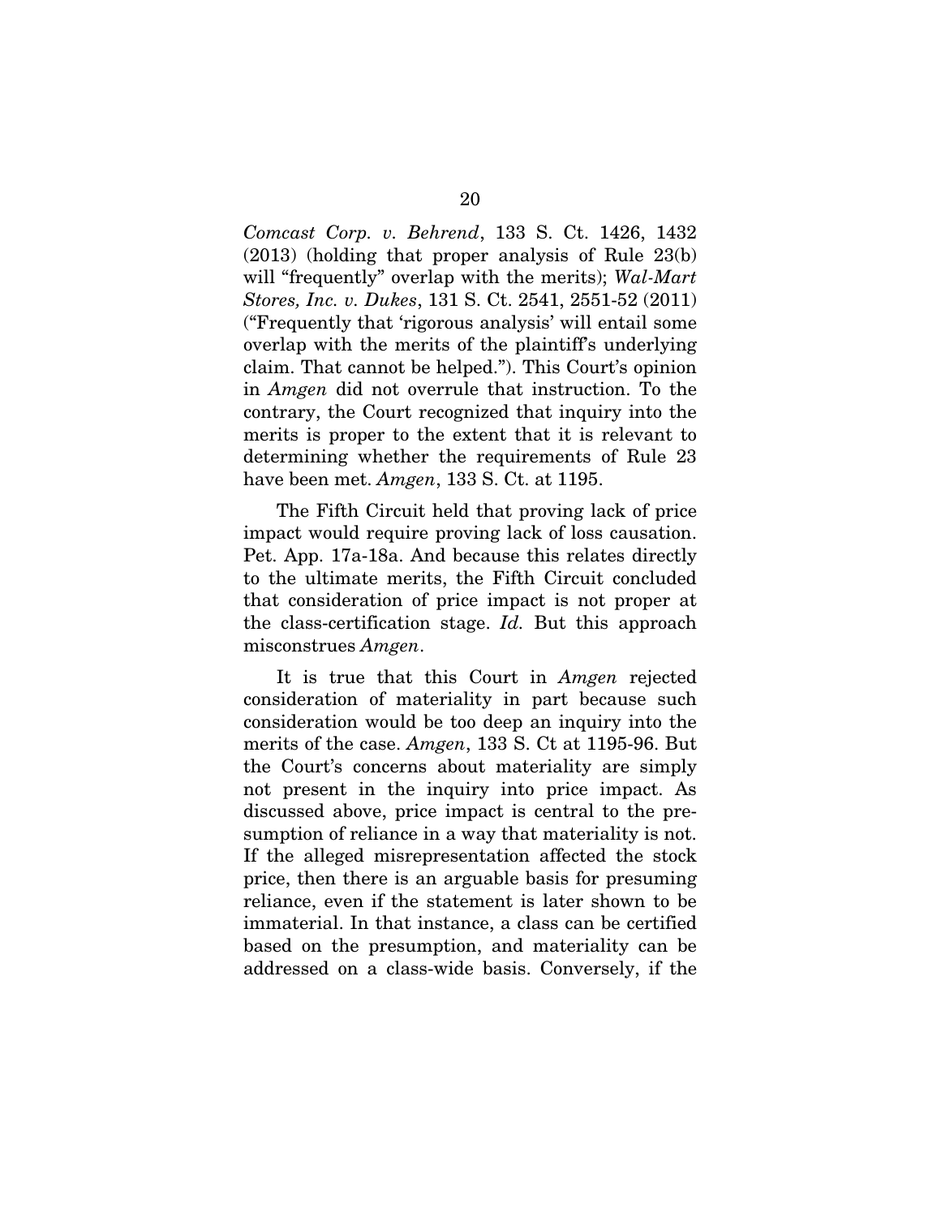*Comcast Corp. v. Behrend*, 133 S. Ct. 1426, 1432 (2013) (holding that proper analysis of Rule 23(b) will "frequently" overlap with the merits); *Wal-Mart Stores, Inc. v. Dukes*, 131 S. Ct. 2541, 2551-52 (2011) ("Frequently that 'rigorous analysis' will entail some overlap with the merits of the plaintiff's underlying claim. That cannot be helped."). This Court's opinion in *Amgen* did not overrule that instruction. To the contrary, the Court recognized that inquiry into the merits is proper to the extent that it is relevant to determining whether the requirements of Rule 23 have been met. *Amgen*, 133 S. Ct. at 1195.

The Fifth Circuit held that proving lack of price impact would require proving lack of loss causation. Pet. App. 17a-18a. And because this relates directly to the ultimate merits, the Fifth Circuit concluded that consideration of price impact is not proper at the class-certification stage. *Id.* But this approach misconstrues *Amgen*.

It is true that this Court in *Amgen* rejected consideration of materiality in part because such consideration would be too deep an inquiry into the merits of the case. *Amgen*, 133 S. Ct at 1195-96. But the Court's concerns about materiality are simply not present in the inquiry into price impact. As discussed above, price impact is central to the presumption of reliance in a way that materiality is not. If the alleged misrepresentation affected the stock price, then there is an arguable basis for presuming reliance, even if the statement is later shown to be immaterial. In that instance, a class can be certified based on the presumption, and materiality can be addressed on a class-wide basis. Conversely, if the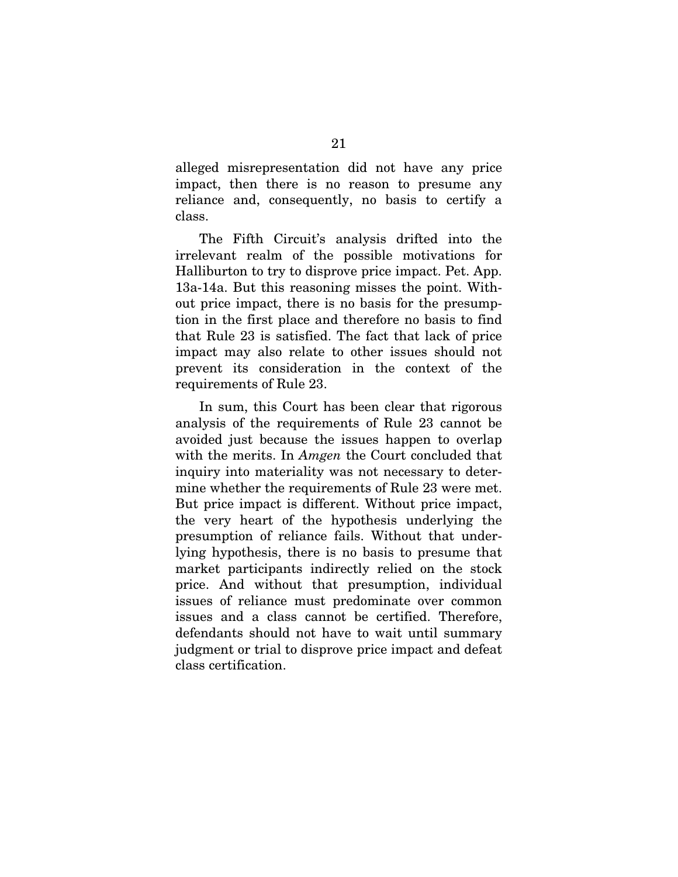alleged misrepresentation did not have any price impact, then there is no reason to presume any reliance and, consequently, no basis to certify a class.

The Fifth Circuit's analysis drifted into the irrelevant realm of the possible motivations for Halliburton to try to disprove price impact. Pet. App. 13a-14a. But this reasoning misses the point. Without price impact, there is no basis for the presumption in the first place and therefore no basis to find that Rule 23 is satisfied. The fact that lack of price impact may also relate to other issues should not prevent its consideration in the context of the requirements of Rule 23.

In sum, this Court has been clear that rigorous analysis of the requirements of Rule 23 cannot be avoided just because the issues happen to overlap with the merits. In *Amgen* the Court concluded that inquiry into materiality was not necessary to determine whether the requirements of Rule 23 were met. But price impact is different. Without price impact, the very heart of the hypothesis underlying the presumption of reliance fails. Without that underlying hypothesis, there is no basis to presume that market participants indirectly relied on the stock price. And without that presumption, individual issues of reliance must predominate over common issues and a class cannot be certified. Therefore, defendants should not have to wait until summary judgment or trial to disprove price impact and defeat class certification.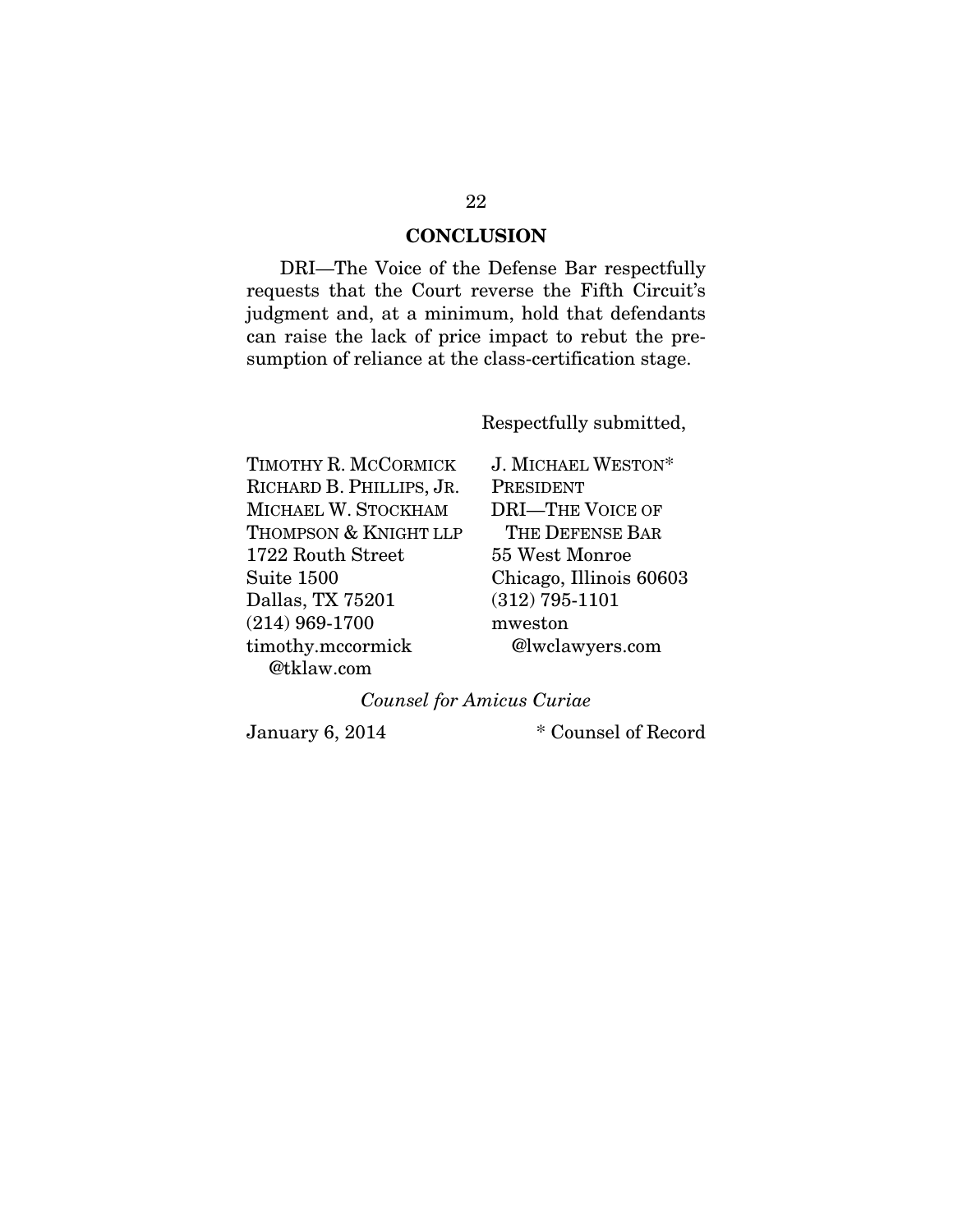## CONCLUSION

DRI—The Voice of the Defense Bar respectfully requests that the Court reverse the Fifth Circuit's judgment and, at a minimum, hold that defendants can raise the lack of price impact to rebut the presumption of reliance at the class-certification stage.

Respectfully submitted,

TIMOTHY R. MCCORMICK
RICHARD B. PHILLIPS, JR.
MICHAEL W. STOCKHAM
THOMPSON & KNIGHT LLP
1722 Routh Street
Suite 1500
Dallas, TX 75201
(214) 969-1700
timothy.mccormick@tklaw.com

J. MICHAEL WESTON*
PRESIDENT
DRI—THE VOICE OF THE DEFENSE BAR
55 West Monroe
Chicago, Illinois 60603
(312) 795-1101
mweston@lwclawyers.com

*Counsel for Amicus Curiae*

January 6, 2014

\* Counsel of Record